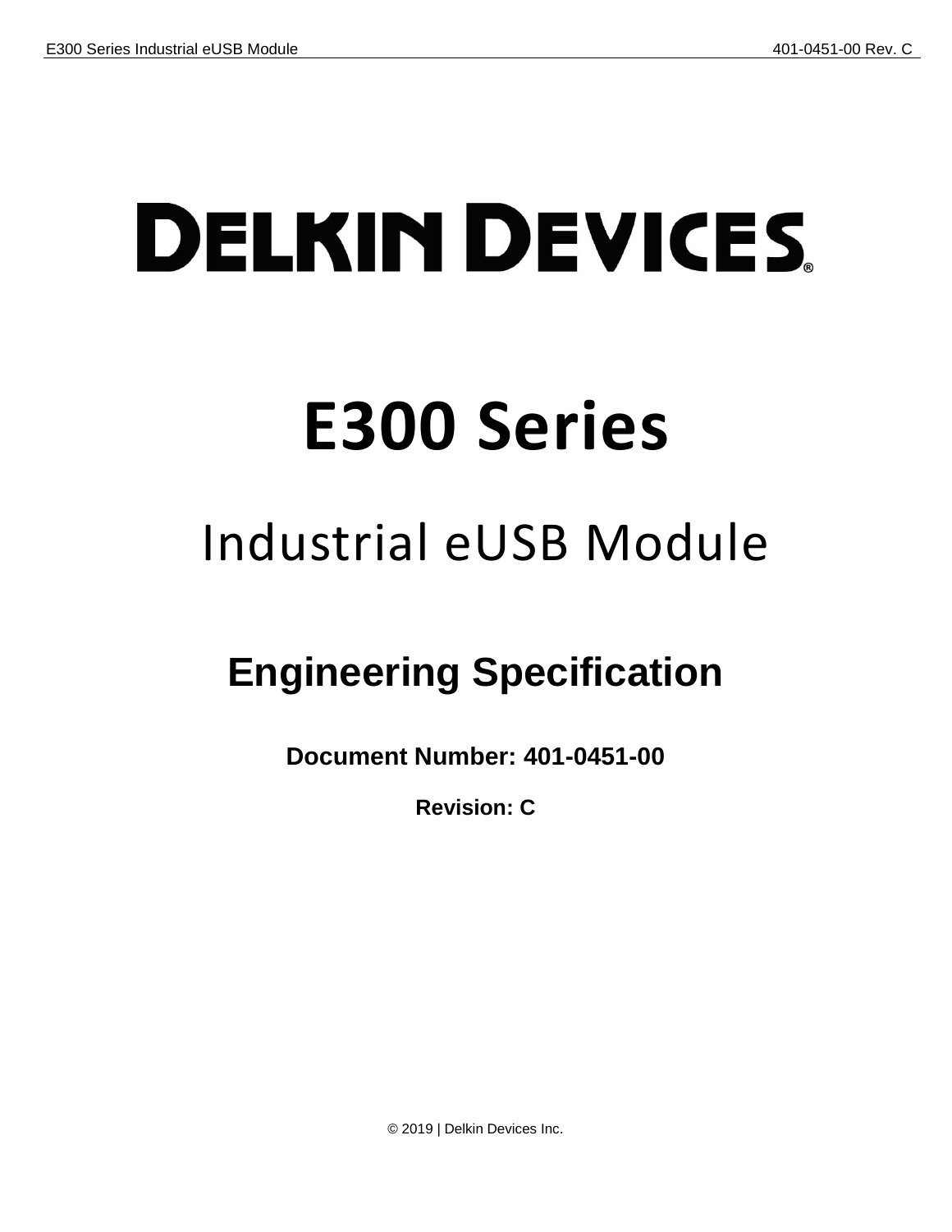# DELKIN DEVICES®

# E300 Series

## Industrial eUSB Module

### Engineering Specification

**Document Number: 401-0451-00**

**Revision: C**

© 2019 | Delkin Devices Inc.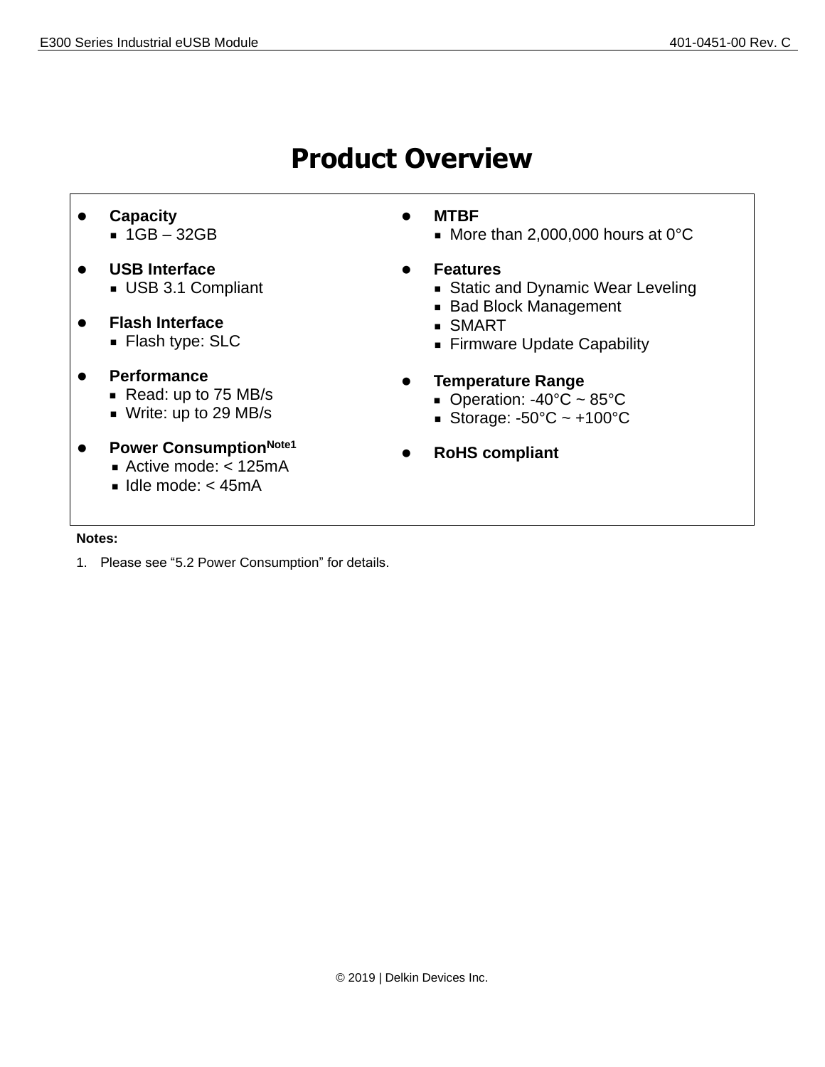# Product Overview

- **Capacity**
  - 1GB – 32GB
- **USB Interface**
  - USB 3.1 Compliant
- **Flash Interface**
  - Flash type: SLC
- **Performance**
  - Read: up to 75 MB/s
  - Write: up to 29 MB/s
- **Power Consumption**[Note1]
  - Active mode: < 125mA
  - Idle mode: < 45mA
- **MTBF**
  - More than 2,000,000 hours at 0°C
- **Features**
  - Static and Dynamic Wear Leveling
  - Bad Block Management
  - SMART
  - Firmware Update Capability
- **Temperature Range**
  - Operation: -40°C ~ 85°C
  - Storage: -50°C ~ +100°C
- **RoHS compliant**

**Notes:**

1. Please see "5.2 Power Consumption" for details.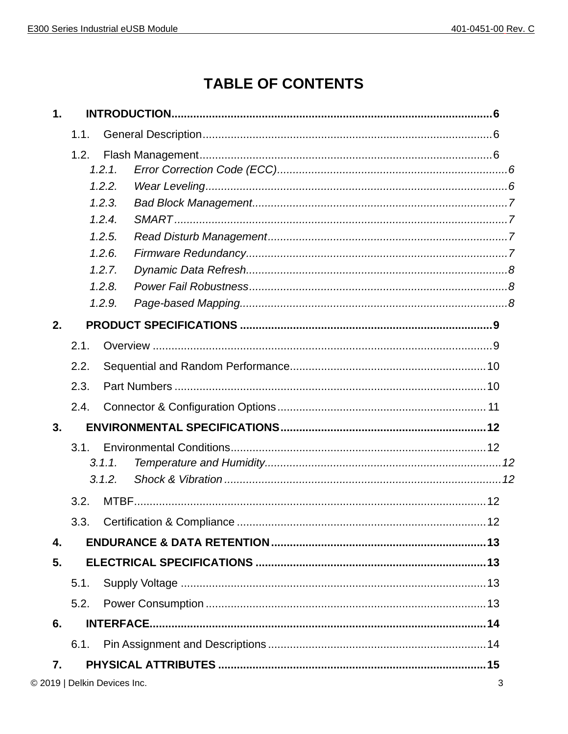# TABLE OF CONTENTS

**1. INTRODUCTION....................................................................................................6**

1.1. General Description..........................................................................................6

1.2. Flash Management..........................................................................................6

*1.2.1. Error Correction Code (ECC)...........................................................................6*

*1.2.2. Wear Leveling...............................................................................................6*

*1.2.3. Bad Block Management...................................................................................7*

*1.2.4. SMART.........................................................................................................7*

*1.2.5. Read Disturb Management...............................................................................7*

*1.2.6. Firmware Redundancy....................................................................................7*

*1.2.7. Dynamic Data Refresh....................................................................................8*

*1.2.8. Power Fail Robustness....................................................................................8*

*1.2.9. Page-based Mapping......................................................................................8*

**2. PRODUCT SPECIFICATIONS ..............................................................................9**

2.1. Overview ..........................................................................................................9

2.2. Sequential and Random Performance..............................................................10

2.3. Part Numbers ..................................................................................................10

2.4. Connector & Configuration Options..................................................................11

**3. ENVIRONMENTAL SPECIFICATIONS..................................................................12**

3.1. Environmental Conditions................................................................................12

*3.1.1. Temperature and Humidity..............................................................................12*

*3.1.2. Shock & Vibration .........................................................................................12*

3.2. MTBF...............................................................................................................12

3.3. Certification & Compliance ..............................................................................12

**4. ENDURANCE & DATA RETENTION.....................................................................13**

**5. ELECTRICAL SPECIFICATIONS .........................................................................13**

5.1. Supply Voltage ................................................................................................13

5.2. Power Consumption .........................................................................................13

**6. INTERFACE.........................................................................................................14**

6.1. Pin Assignment and Descriptions.....................................................................14

**7. PHYSICAL ATTRIBUTES ....................................................................................15**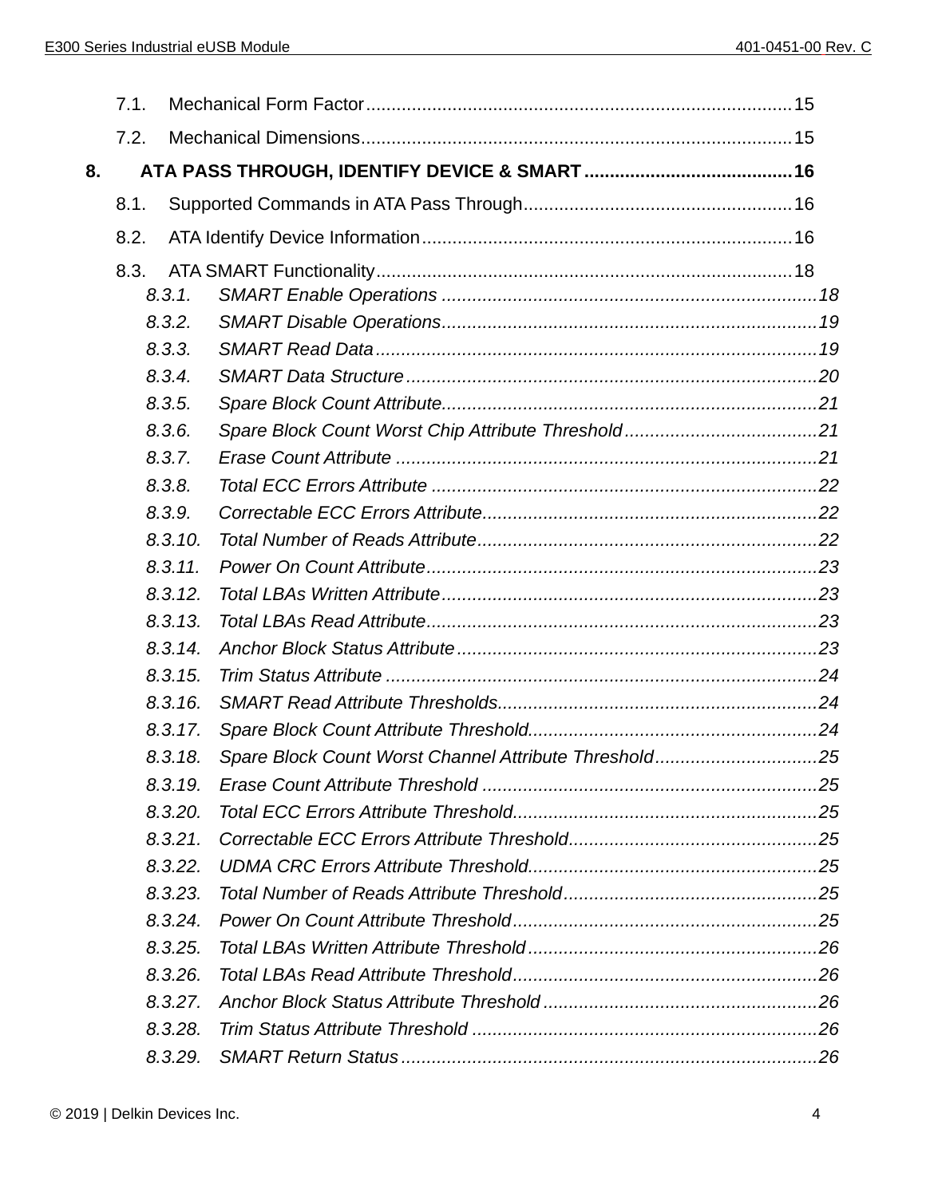7.1. Mechanical Form Factor....................................................................................15

7.2. Mechanical Dimensions.....................................................................................15

**8. ATA PASS THROUGH, IDENTIFY DEVICE & SMART.........................................16**

8.1. Supported Commands in ATA Pass Through.....................................................16

8.2. ATA Identify Device Information.........................................................................16

8.3. ATA SMART Functionality..................................................................................18

*8.3.1. SMART Enable Operations .........................................................................18*

*8.3.2. SMART Disable Operations.........................................................................19*

*8.3.3. SMART Read Data......................................................................................19*

*8.3.4. SMART Data Structure................................................................................20*

*8.3.5. Spare Block Count Attribute.........................................................................21*

*8.3.6. Spare Block Count Worst Chip Attribute Threshold......................................21*

*8.3.7. Erase Count Attribute .................................................................................21*

*8.3.8. Total ECC Errors Attribute ...........................................................................22*

*8.3.9. Correctable ECC Errors Attribute.................................................................22*

*8.3.10. Total Number of Reads Attribute..................................................................22*

*8.3.11. Power On Count Attribute............................................................................23*

*8.3.12. Total LBAs Written Attribute.........................................................................23*

*8.3.13. Total LBAs Read Attribute............................................................................23*

*8.3.14. Anchor Block Status Attribute......................................................................23*

*8.3.15. Trim Status Attribute ....................................................................................24*

*8.3.16. SMART Read Attribute Thresholds..............................................................24*

*8.3.17. Spare Block Count Attribute Threshold........................................................24*

*8.3.18. Spare Block Count Worst Channel Attribute Threshold................................25*

*8.3.19. Erase Count Attribute Threshold .................................................................25*

*8.3.20. Total ECC Errors Attribute Threshold...........................................................25*

*8.3.21. Correctable ECC Errors Attribute Threshold................................................25*

*8.3.22. UDMA CRC Errors Attribute Threshold........................................................25*

*8.3.23. Total Number of Reads Attribute Threshold.................................................25*

*8.3.24. Power On Count Attribute Threshold...........................................................25*

*8.3.25. Total LBAs Written Attribute Threshold........................................................26*

*8.3.26. Total LBAs Read Attribute Threshold...........................................................26*

*8.3.27. Anchor Block Status Attribute Threshold .....................................................26*

*8.3.28. Trim Status Attribute Threshold ...................................................................26*

*8.3.29. SMART Return Status.................................................................................26*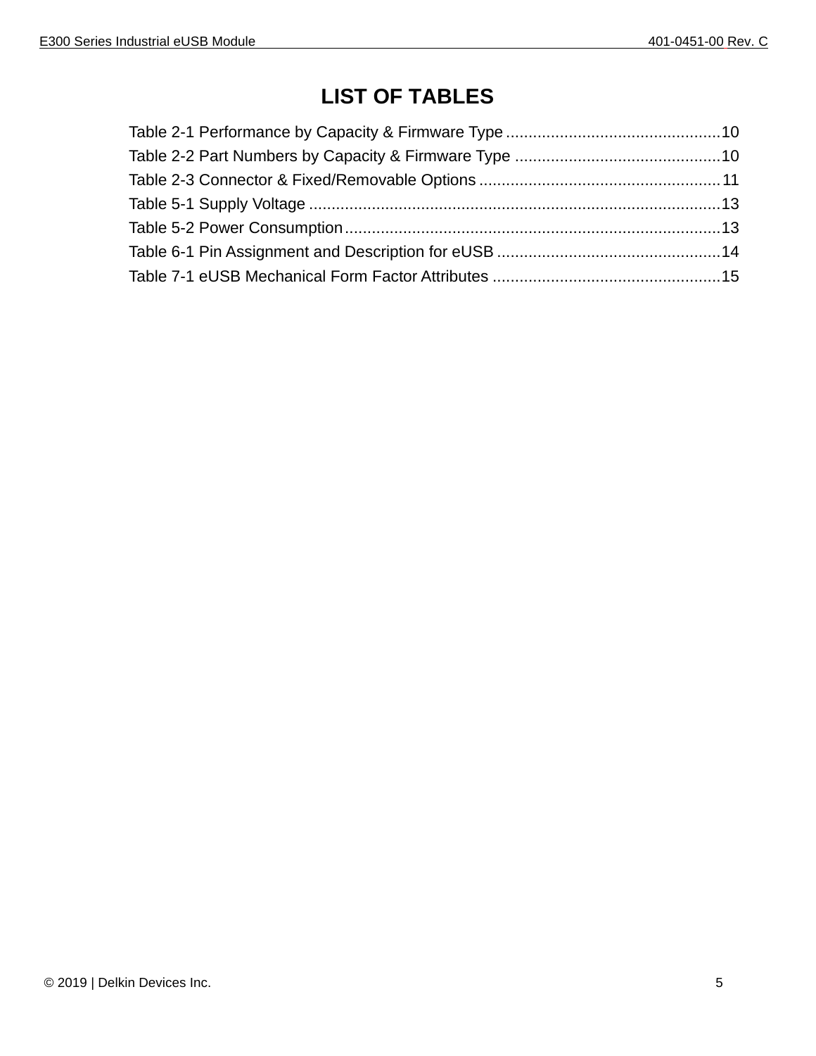# LIST OF TABLES

Table 2-1 Performance by Capacity & Firmware Type ................................................10
Table 2-2 Part Numbers by Capacity & Firmware Type ..............................................10
Table 2-3 Connector & Fixed/Removable Options ......................................................11
Table 5-1 Supply Voltage ............................................................................................13
Table 5-2 Power Consumption....................................................................................13
Table 6-1 Pin Assignment and Description for eUSB ..................................................14
Table 7-1 eUSB Mechanical Form Factor Attributes ...................................................15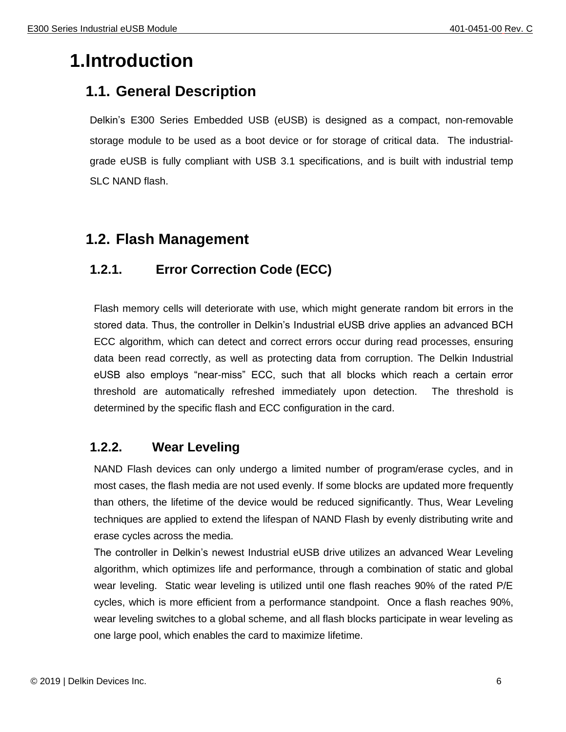# 1. Introduction

## 1.1. General Description

Delkin's E300 Series Embedded USB (eUSB) is designed as a compact, non-removable storage module to be used as a boot device or for storage of critical data. The industrial-grade eUSB is fully compliant with USB 3.1 specifications, and is built with industrial temp SLC NAND flash.

## 1.2. Flash Management

### 1.2.1. Error Correction Code (ECC)

Flash memory cells will deteriorate with use, which might generate random bit errors in the stored data. Thus, the controller in Delkin's Industrial eUSB drive applies an advanced BCH ECC algorithm, which can detect and correct errors occur during read processes, ensuring data been read correctly, as well as protecting data from corruption. The Delkin Industrial eUSB also employs "near-miss" ECC, such that all blocks which reach a certain error threshold are automatically refreshed immediately upon detection. The threshold is determined by the specific flash and ECC configuration in the card.

### 1.2.2. Wear Leveling

NAND Flash devices can only undergo a limited number of program/erase cycles, and in most cases, the flash media are not used evenly. If some blocks are updated more frequently than others, the lifetime of the device would be reduced significantly. Thus, Wear Leveling techniques are applied to extend the lifespan of NAND Flash by evenly distributing write and erase cycles across the media.

The controller in Delkin's newest Industrial eUSB drive utilizes an advanced Wear Leveling algorithm, which optimizes life and performance, through a combination of static and global wear leveling. Static wear leveling is utilized until one flash reaches 90% of the rated P/E cycles, which is more efficient from a performance standpoint. Once a flash reaches 90%, wear leveling switches to a global scheme, and all flash blocks participate in wear leveling as one large pool, which enables the card to maximize lifetime.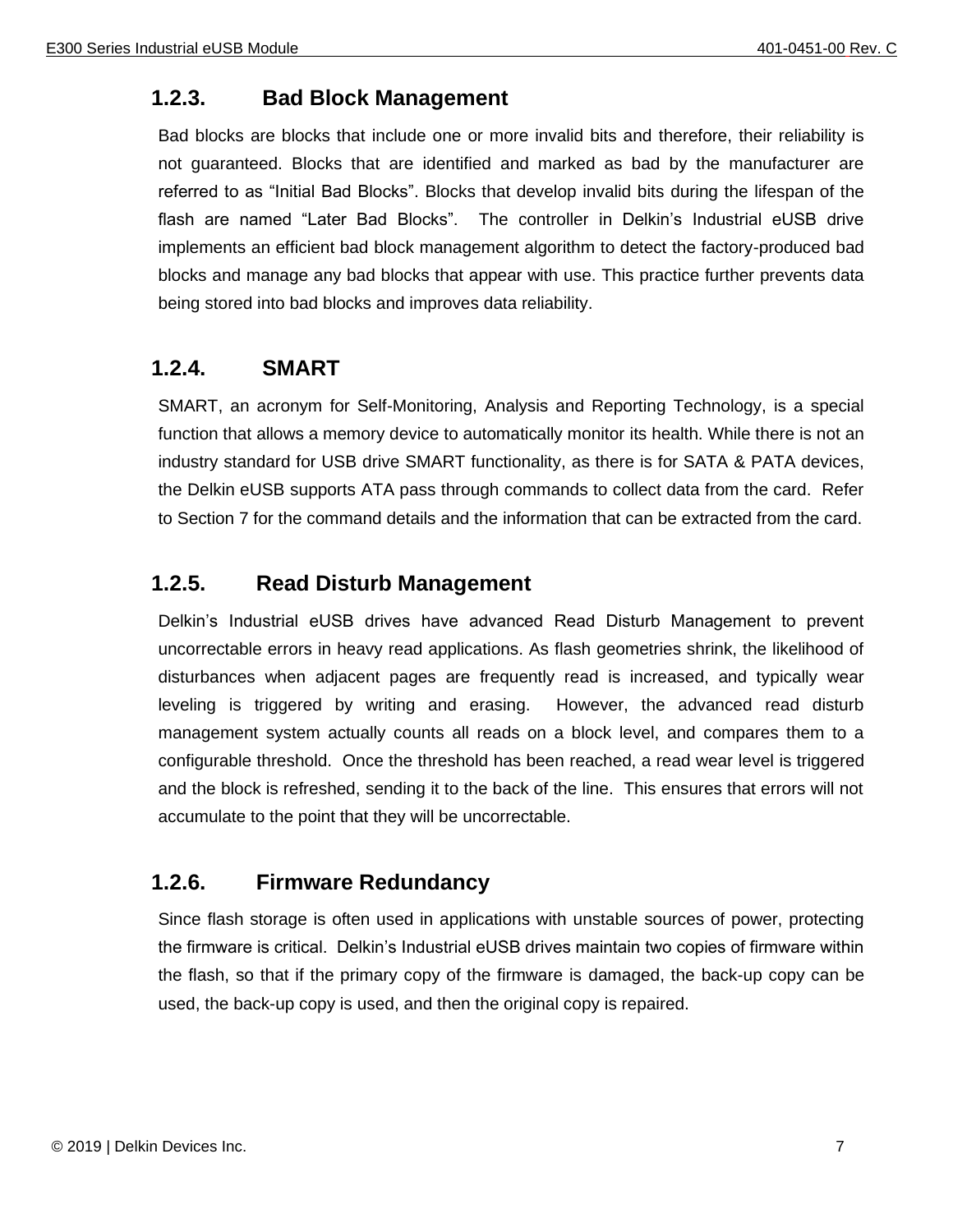### 1.2.3. Bad Block Management

Bad blocks are blocks that include one or more invalid bits and therefore, their reliability is not guaranteed. Blocks that are identified and marked as bad by the manufacturer are referred to as "Initial Bad Blocks". Blocks that develop invalid bits during the lifespan of the flash are named "Later Bad Blocks". The controller in Delkin's Industrial eUSB drive implements an efficient bad block management algorithm to detect the factory-produced bad blocks and manage any bad blocks that appear with use. This practice further prevents data being stored into bad blocks and improves data reliability.

### 1.2.4. SMART

SMART, an acronym for Self-Monitoring, Analysis and Reporting Technology, is a special function that allows a memory device to automatically monitor its health. While there is not an industry standard for USB drive SMART functionality, as there is for SATA & PATA devices, the Delkin eUSB supports ATA pass through commands to collect data from the card. Refer to Section 7 for the command details and the information that can be extracted from the card.

### 1.2.5. Read Disturb Management

Delkin's Industrial eUSB drives have advanced Read Disturb Management to prevent uncorrectable errors in heavy read applications. As flash geometries shrink, the likelihood of disturbances when adjacent pages are frequently read is increased, and typically wear leveling is triggered by writing and erasing. However, the advanced read disturb management system actually counts all reads on a block level, and compares them to a configurable threshold. Once the threshold has been reached, a read wear level is triggered and the block is refreshed, sending it to the back of the line. This ensures that errors will not accumulate to the point that they will be uncorrectable.

### 1.2.6. Firmware Redundancy

Since flash storage is often used in applications with unstable sources of power, protecting the firmware is critical. Delkin's Industrial eUSB drives maintain two copies of firmware within the flash, so that if the primary copy of the firmware is damaged, the back-up copy can be used, the back-up copy is used, and then the original copy is repaired.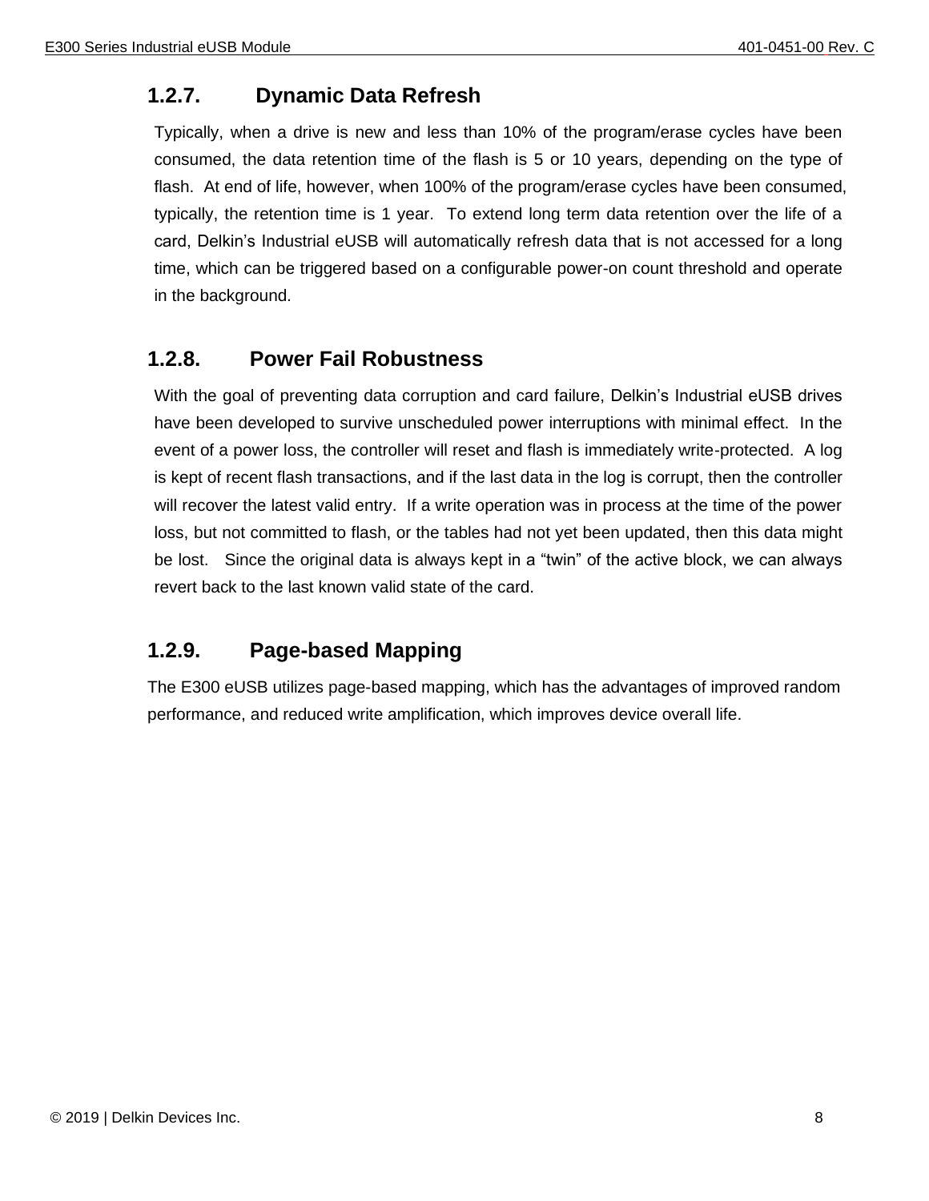### 1.2.7. Dynamic Data Refresh

Typically, when a drive is new and less than 10% of the program/erase cycles have been consumed, the data retention time of the flash is 5 or 10 years, depending on the type of flash. At end of life, however, when 100% of the program/erase cycles have been consumed, typically, the retention time is 1 year. To extend long term data retention over the life of a card, Delkin's Industrial eUSB will automatically refresh data that is not accessed for a long time, which can be triggered based on a configurable power-on count threshold and operate in the background.

### 1.2.8. Power Fail Robustness

With the goal of preventing data corruption and card failure, Delkin's Industrial eUSB drives have been developed to survive unscheduled power interruptions with minimal effect. In the event of a power loss, the controller will reset and flash is immediately write-protected. A log is kept of recent flash transactions, and if the last data in the log is corrupt, then the controller will recover the latest valid entry. If a write operation was in process at the time of the power loss, but not committed to flash, or the tables had not yet been updated, then this data might be lost. Since the original data is always kept in a "twin" of the active block, we can always revert back to the last known valid state of the card.

### 1.2.9. Page-based Mapping

The E300 eUSB utilizes page-based mapping, which has the advantages of improved random performance, and reduced write amplification, which improves device overall life.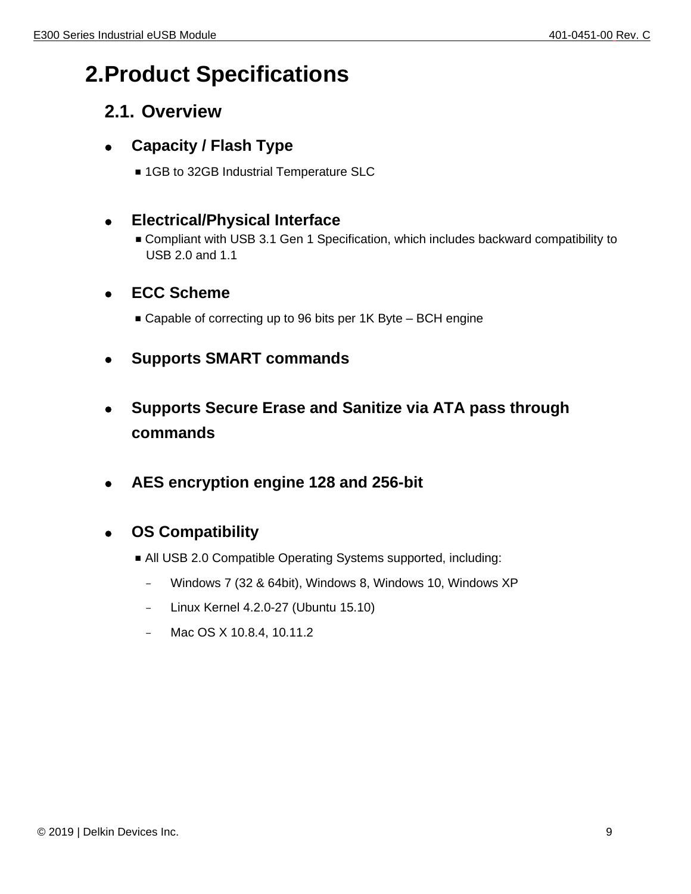# 2. Product Specifications

## 2.1. Overview

- **Capacity / Flash Type**
  - 1GB to 32GB Industrial Temperature SLC

- **Electrical/Physical Interface**
  - Compliant with USB 3.1 Gen 1 Specification, which includes backward compatibility to USB 2.0 and 1.1

- **ECC Scheme**
  - Capable of correcting up to 96 bits per 1K Byte – BCH engine

- **Supports SMART commands**

- **Supports Secure Erase and Sanitize via ATA pass through commands**

- **AES encryption engine 128 and 256-bit**

- **OS Compatibility**
  - All USB 2.0 Compatible Operating Systems supported, including:
    - Windows 7 (32 & 64bit), Windows 8, Windows 10, Windows XP
    - Linux Kernel 4.2.0-27 (Ubuntu 15.10)
    - Mac OS X 10.8.4, 10.11.2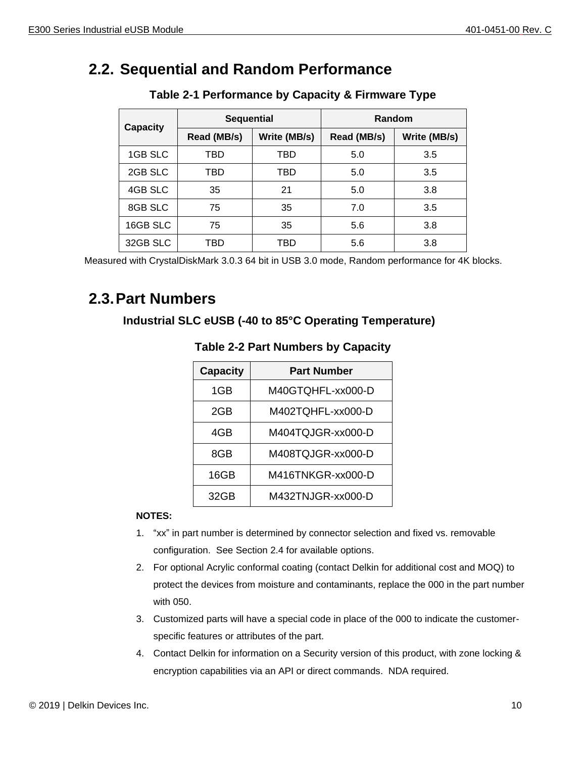## 2.2. Sequential and Random Performance

**Table 2-1 Performance by Capacity & Firmware Type**

| Capacity | Sequential | | Random | |
|---|---|---|---|---|
| | Read (MB/s) | Write (MB/s) | Read (MB/s) | Write (MB/s) |
| 1GB SLC | TBD | TBD | 5.0 | 3.5 |
| 2GB SLC | TBD | TBD | 5.0 | 3.5 |
| 4GB SLC | 35 | 21 | 5.0 | 3.8 |
| 8GB SLC | 75 | 35 | 7.0 | 3.5 |
| 16GB SLC | 75 | 35 | 5.6 | 3.8 |
| 32GB SLC | TBD | TBD | 5.6 | 3.8 |

Measured with CrystalDiskMark 3.0.3 64 bit in USB 3.0 mode, Random performance for 4K blocks.

## 2.3. Part Numbers

**Industrial SLC eUSB (-40 to 85°C Operating Temperature)**

**Table 2-2 Part Numbers by Capacity**

| Capacity | Part Number |
|---|---|
| 1GB | M40GTQHFL-xx000-D |
| 2GB | M402TQHFL-xx000-D |
| 4GB | M404TQJGR-xx000-D |
| 8GB | M408TQJGR-xx000-D |
| 16GB | M416TNKGR-xx000-D |
| 32GB | M432TNJGR-xx000-D |

**NOTES:**

1. "xx" in part number is determined by connector selection and fixed vs. removable configuration. See Section 2.4 for available options.
2. For optional Acrylic conformal coating (contact Delkin for additional cost and MOQ) to protect the devices from moisture and contaminants, replace the 000 in the part number with 050.
3. Customized parts will have a special code in place of the 000 to indicate the customer-specific features or attributes of the part.
4. Contact Delkin for information on a Security version of this product, with zone locking & encryption capabilities via an API or direct commands. NDA required.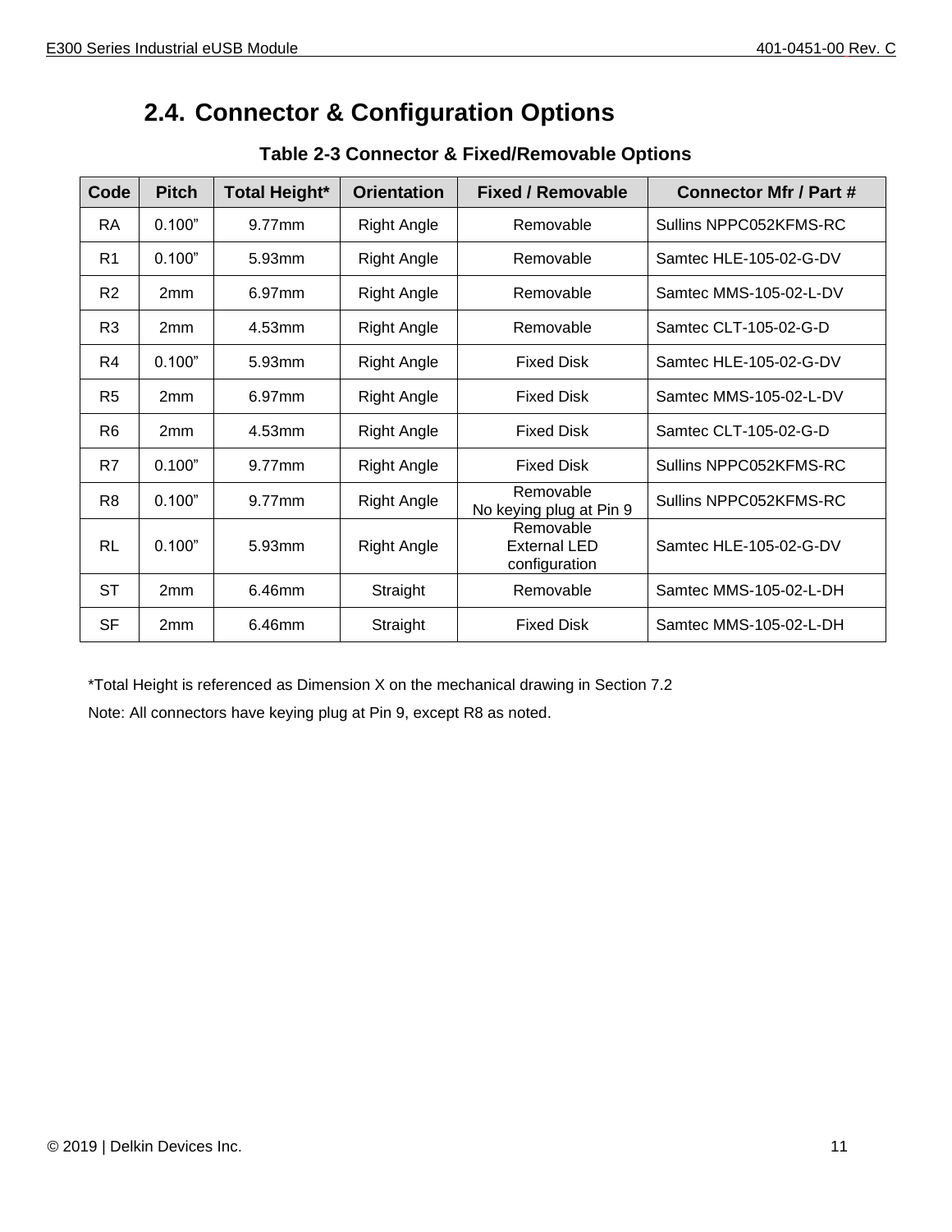## 2.4. Connector & Configuration Options

**Table 2-3 Connector & Fixed/Removable Options**

| Code | Pitch | Total Height* | Orientation | Fixed / Removable | Connector Mfr / Part # |
|---|---|---|---|---|---|
| RA | 0.100” | 9.77mm | Right Angle | Removable | Sullins NPPC052KFMS-RC |
| R1 | 0.100” | 5.93mm | Right Angle | Removable | Samtec HLE-105-02-G-DV |
| R2 | 2mm | 6.97mm | Right Angle | Removable | Samtec MMS-105-02-L-DV |
| R3 | 2mm | 4.53mm | Right Angle | Removable | Samtec CLT-105-02-G-D |
| R4 | 0.100” | 5.93mm | Right Angle | Fixed Disk | Samtec HLE-105-02-G-DV |
| R5 | 2mm | 6.97mm | Right Angle | Fixed Disk | Samtec MMS-105-02-L-DV |
| R6 | 2mm | 4.53mm | Right Angle | Fixed Disk | Samtec CLT-105-02-G-D |
| R7 | 0.100” | 9.77mm | Right Angle | Fixed Disk | Sullins NPPC052KFMS-RC |
| R8 | 0.100” | 9.77mm | Right Angle | Removable<br>No keying plug at Pin 9 | Sullins NPPC052KFMS-RC |
| RL | 0.100” | 5.93mm | Right Angle | Removable<br>External LED configuration | Samtec HLE-105-02-G-DV |
| ST | 2mm | 6.46mm | Straight | Removable | Samtec MMS-105-02-L-DH |
| SF | 2mm | 6.46mm | Straight | Fixed Disk | Samtec MMS-105-02-L-DH |

*Total Height is referenced as Dimension X on the mechanical drawing in Section 7.2

Note: All connectors have keying plug at Pin 9, except R8 as noted.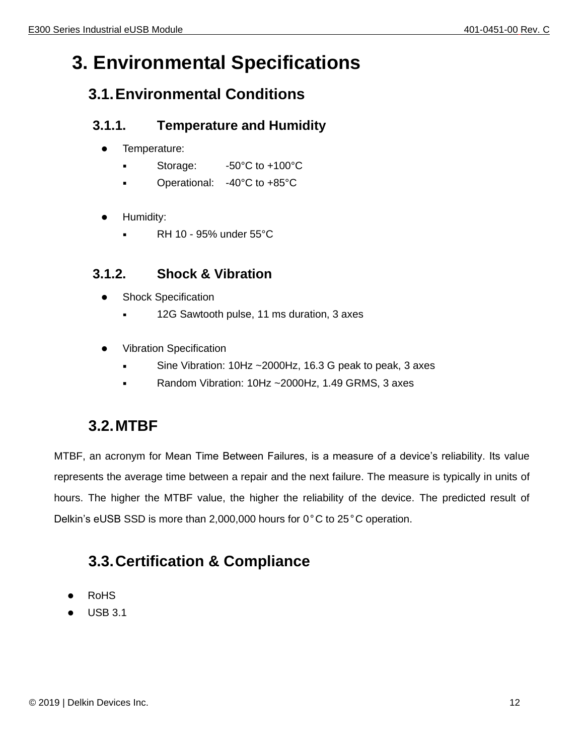# 3. Environmental Specifications

## 3.1. Environmental Conditions

### 3.1.1. Temperature and Humidity

- Temperature:
  - Storage: -50°C to +100°C
  - Operational: -40°C to +85°C

- Humidity:
  - RH 10 - 95% under 55°C

### 3.1.2. Shock & Vibration

- Shock Specification
  - 12G Sawtooth pulse, 11 ms duration, 3 axes

- Vibration Specification
  - Sine Vibration: 10Hz ~2000Hz, 16.3 G peak to peak, 3 axes
  - Random Vibration: 10Hz ~2000Hz, 1.49 GRMS, 3 axes

## 3.2. MTBF

MTBF, an acronym for Mean Time Between Failures, is a measure of a device's reliability. Its value represents the average time between a repair and the next failure. The measure is typically in units of hours. The higher the MTBF value, the higher the reliability of the device. The predicted result of Delkin's eUSB SSD is more than 2,000,000 hours for 0°C to 25°C operation.

## 3.3. Certification & Compliance

- RoHS
- USB 3.1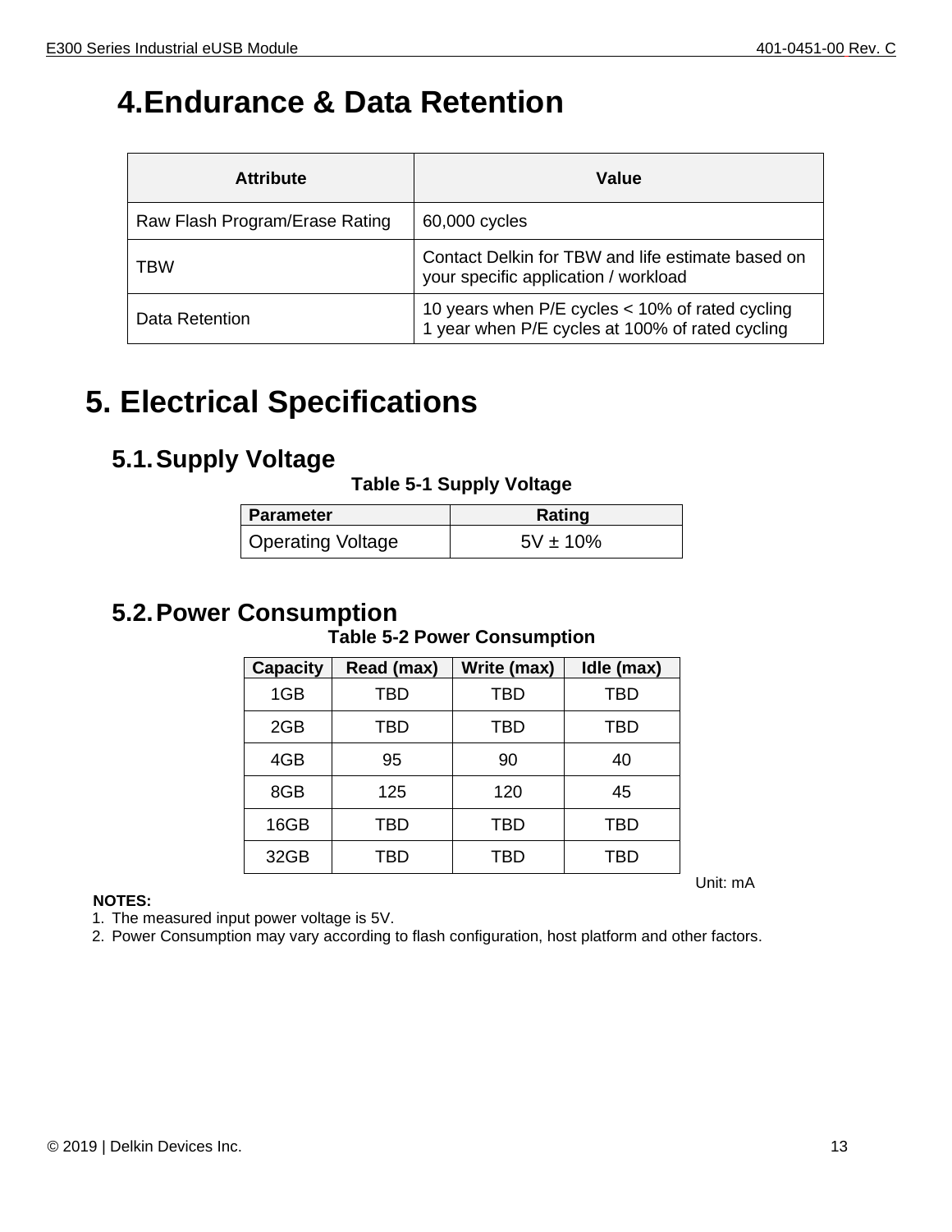# 4. Endurance & Data Retention

| Attribute | Value |
|---|---|
| Raw Flash Program/Erase Rating | 60,000 cycles |
| TBW | Contact Delkin for TBW and life estimate based on your specific application / workload |
| Data Retention | 10 years when P/E cycles < 10% of rated cycling<br>1 year when P/E cycles at 100% of rated cycling |

# 5. Electrical Specifications

## 5.1. Supply Voltage

**Table 5-1 Supply Voltage**

| Parameter | Rating |
|---|---|
| Operating Voltage | 5V ± 10% |

## 5.2. Power Consumption

**Table 5-2 Power Consumption**

| Capacity | Read (max) | Write (max) | Idle (max) |
|---|---|---|---|
| 1GB | TBD | TBD | TBD |
| 2GB | TBD | TBD | TBD |
| 4GB | 95 | 90 | 40 |
| 8GB | 125 | 120 | 45 |
| 16GB | TBD | TBD | TBD |
| 32GB | TBD | TBD | TBD |

Unit: mA

**NOTES:**

1. The measured input power voltage is 5V.
2. Power Consumption may vary according to flash configuration, host platform and other factors.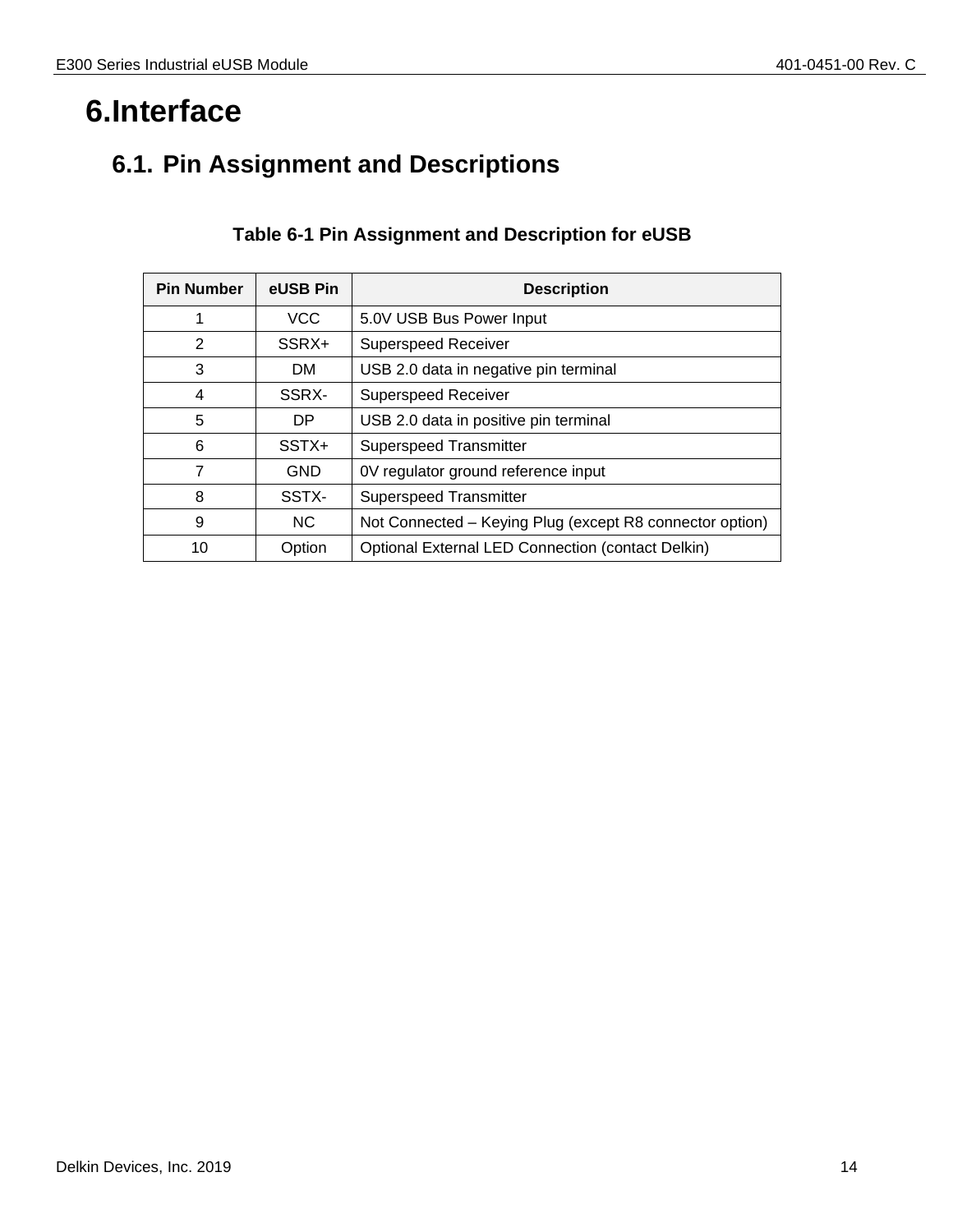# 6. Interface

## 6.1. Pin Assignment and Descriptions

**Table 6-1 Pin Assignment and Description for eUSB**

| Pin Number | eUSB Pin | Description |
|---|---|---|
| 1 | VCC | 5.0V USB Bus Power Input |
| 2 | SSRX+ | Superspeed Receiver |
| 3 | DM | USB 2.0 data in negative pin terminal |
| 4 | SSRX- | Superspeed Receiver |
| 5 | DP | USB 2.0 data in positive pin terminal |
| 6 | SSTX+ | Superspeed Transmitter |
| 7 | GND | 0V regulator ground reference input |
| 8 | SSTX- | Superspeed Transmitter |
| 9 | NC | Not Connected – Keying Plug (except R8 connector option) |
| 10 | Option | Optional External LED Connection (contact Delkin) |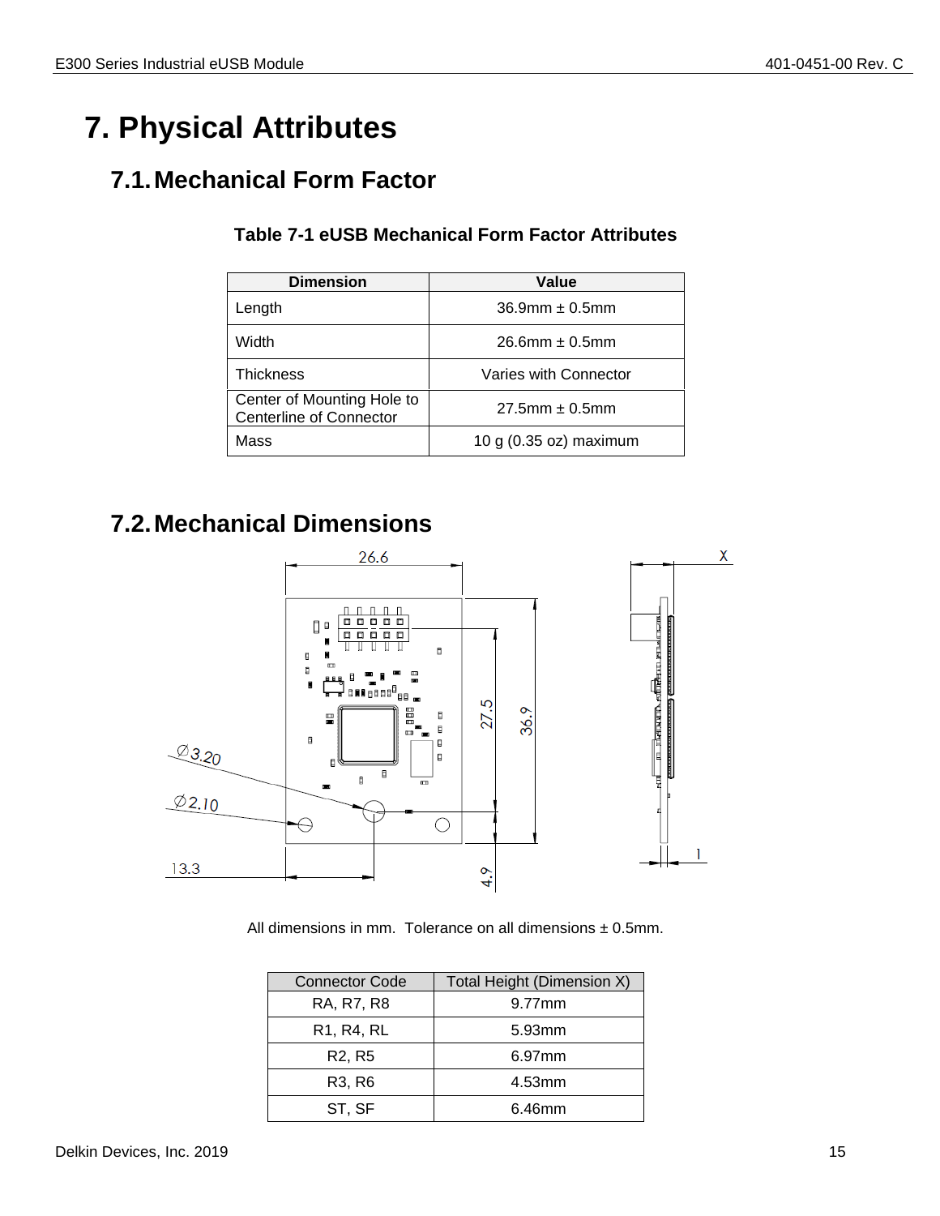# 7. Physical Attributes

## 7.1. Mechanical Form Factor

**Table 7-1 eUSB Mechanical Form Factor Attributes**

| Dimension | Value |
|---|---|
| Length | 36.9mm ± 0.5mm |
| Width | 26.6mm ± 0.5mm |
| Thickness | Varies with Connector |
| Center of Mounting Hole to Centerline of Connector | 27.5mm ± 0.5mm |
| Mass | 10 g (0.35 oz) maximum |

## 7.2. Mechanical Dimensions

All dimensions in mm. Tolerance on all dimensions ± 0.5mm.

| Connector Code | Total Height (Dimension X) |
|---|---|
| RA, R7, R8 | 9.77mm |
| R1, R4, RL | 5.93mm |
| R2, R5 | 6.97mm |
| R3, R6 | 4.53mm |
| ST, SF | 6.46mm |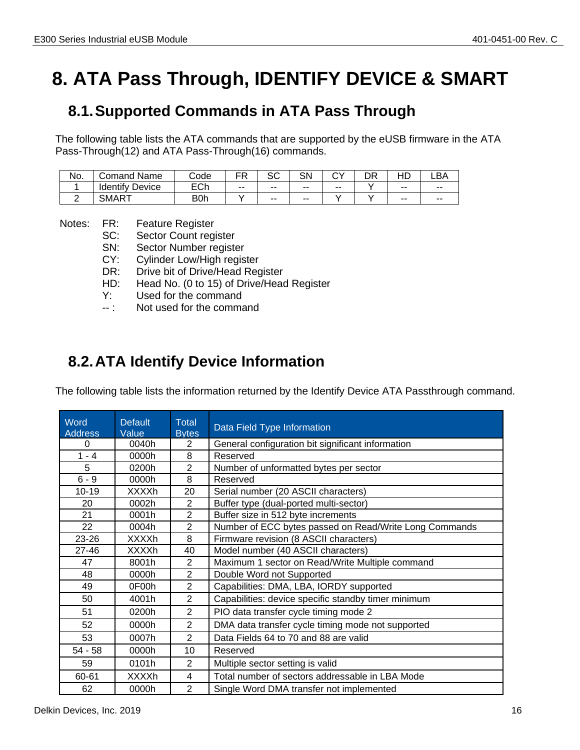# 8. ATA Pass Through, IDENTIFY DEVICE & SMART

## 8.1. Supported Commands in ATA Pass Through

The following table lists the ATA commands that are supported by the eUSB firmware in the ATA Pass-Through(12) and ATA Pass-Through(16) commands.

| No. | Comand Name | Code | FR | SC | SN | CY | DR | HD | LBA |
|---|---|---|---|---|---|---|---|---|---|
| 1 | Identify Device | ECh | -- | -- | -- | -- | Y | -- | -- |
| 2 | SMART | B0h | Y | -- | -- | Y | Y | -- | -- |

Notes:
- FR: Feature Register
- SC: Sector Count register
- SN: Sector Number register
- CY: Cylinder Low/High register
- DR: Drive bit of Drive/Head Register
- HD: Head No. (0 to 15) of Drive/Head Register
- Y: Used for the command
- -- : Not used for the command

## 8.2. ATA Identify Device Information

The following table lists the information returned by the Identify Device ATA Passthrough command.

| Word Address | Default Value | Total Bytes | Data Field Type Information |
|---|---|---|---|
| 0 | 0040h | 2 | General configuration bit significant information |
| 1 - 4 | 0000h | 8 | Reserved |
| 5 | 0200h | 2 | Number of unformatted bytes per sector |
| 6 - 9 | 0000h | 8 | Reserved |
| 10-19 | XXXXh | 20 | Serial number (20 ASCII characters) |
| 20 | 0002h | 2 | Buffer type (dual-ported multi-sector) |
| 21 | 0001h | 2 | Buffer size in 512 byte increments |
| 22 | 0004h | 2 | Number of ECC bytes passed on Read/Write Long Commands |
| 23-26 | XXXXh | 8 | Firmware revision (8 ASCII characters) |
| 27-46 | XXXXh | 40 | Model number (40 ASCII characters) |
| 47 | 8001h | 2 | Maximum 1 sector on Read/Write Multiple command |
| 48 | 0000h | 2 | Double Word not Supported |
| 49 | 0F00h | 2 | Capabilities: DMA, LBA, IORDY supported |
| 50 | 4001h | 2 | Capabilities: device specific standby timer minimum |
| 51 | 0200h | 2 | PIO data transfer cycle timing mode 2 |
| 52 | 0000h | 2 | DMA data transfer cycle timing mode not supported |
| 53 | 0007h | 2 | Data Fields 64 to 70 and 88 are valid |
| 54 - 58 | 0000h | 10 | Reserved |
| 59 | 0101h | 2 | Multiple sector setting is valid |
| 60-61 | XXXXh | 4 | Total number of sectors addressable in LBA Mode |
| 62 | 0000h | 2 | Single Word DMA transfer not implemented |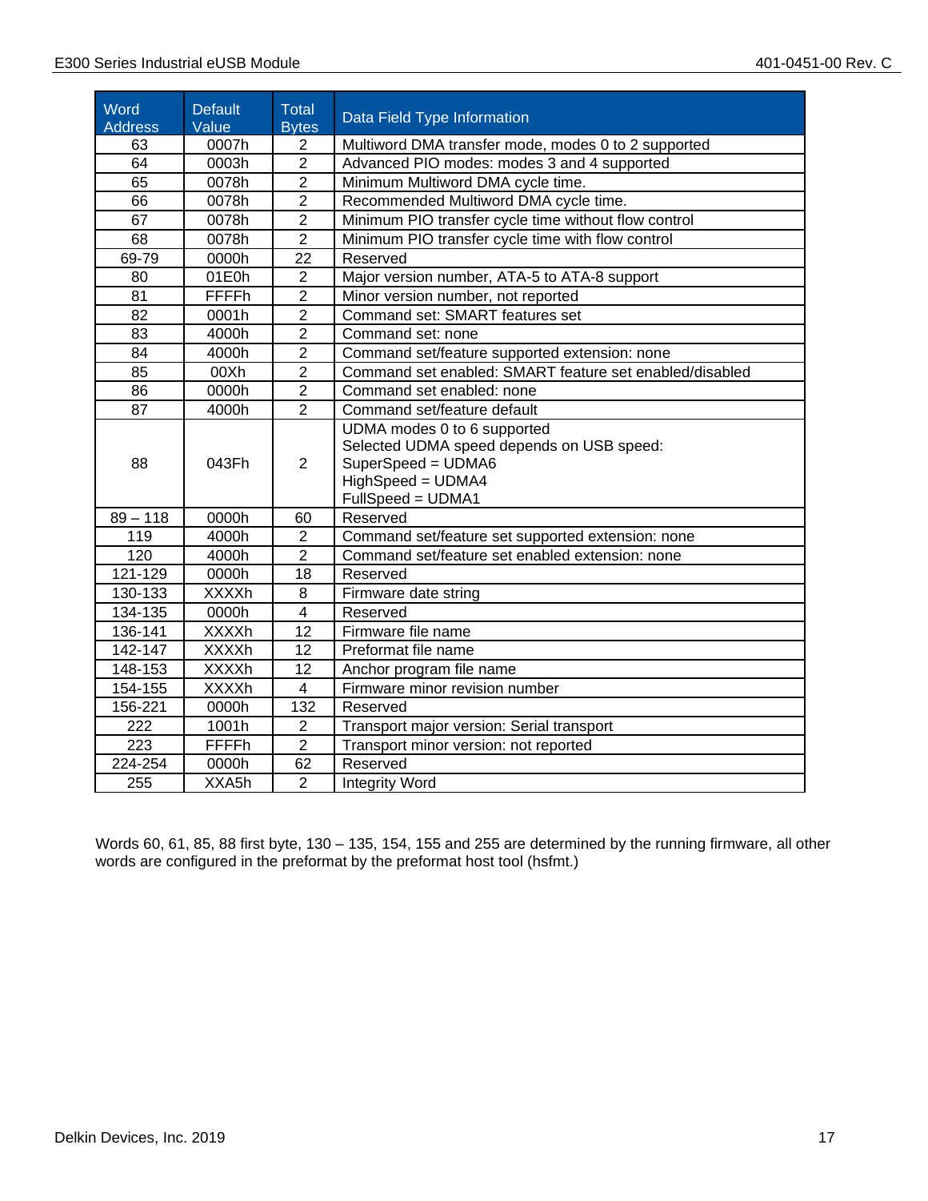| Word Address | Default Value | Total Bytes | Data Field Type Information |
|---|---|---|---|
| 63 | 0007h | 2 | Multiword DMA transfer mode, modes 0 to 2 supported |
| 64 | 0003h | 2 | Advanced PIO modes: modes 3 and 4 supported |
| 65 | 0078h | 2 | Minimum Multiword DMA cycle time. |
| 66 | 0078h | 2 | Recommended Multiword DMA cycle time. |
| 67 | 0078h | 2 | Minimum PIO transfer cycle time without flow control |
| 68 | 0078h | 2 | Minimum PIO transfer cycle time with flow control |
| 69-79 | 0000h | 22 | Reserved |
| 80 | 01E0h | 2 | Major version number, ATA-5 to ATA-8 support |
| 81 | FFFFh | 2 | Minor version number, not reported |
| 82 | 0001h | 2 | Command set: SMART features set |
| 83 | 4000h | 2 | Command set: none |
| 84 | 4000h | 2 | Command set/feature supported extension: none |
| 85 | 00Xh | 2 | Command set enabled: SMART feature set enabled/disabled |
| 86 | 0000h | 2 | Command set enabled: none |
| 87 | 4000h | 2 | Command set/feature default |
| 88 | 043Fh | 2 | UDMA modes 0 to 6 supported<br>Selected UDMA speed depends on USB speed:<br>SuperSpeed = UDMA6<br>HighSpeed = UDMA4<br>FullSpeed = UDMA1 |
| 89 – 118 | 0000h | 60 | Reserved |
| 119 | 4000h | 2 | Command set/feature set supported extension: none |
| 120 | 4000h | 2 | Command set/feature set enabled extension: none |
| 121-129 | 0000h | 18 | Reserved |
| 130-133 | XXXXh | 8 | Firmware date string |
| 134-135 | 0000h | 4 | Reserved |
| 136-141 | XXXXh | 12 | Firmware file name |
| 142-147 | XXXXh | 12 | Preformat file name |
| 148-153 | XXXXh | 12 | Anchor program file name |
| 154-155 | XXXXh | 4 | Firmware minor revision number |
| 156-221 | 0000h | 132 | Reserved |
| 222 | 1001h | 2 | Transport major version: Serial transport |
| 223 | FFFFh | 2 | Transport minor version: not reported |
| 224-254 | 0000h | 62 | Reserved |
| 255 | XXA5h | 2 | Integrity Word |

Words 60, 61, 85, 88 first byte, 130 – 135, 154, 155 and 255 are determined by the running firmware, all other words are configured in the preformat by the preformat host tool (hsfmt.)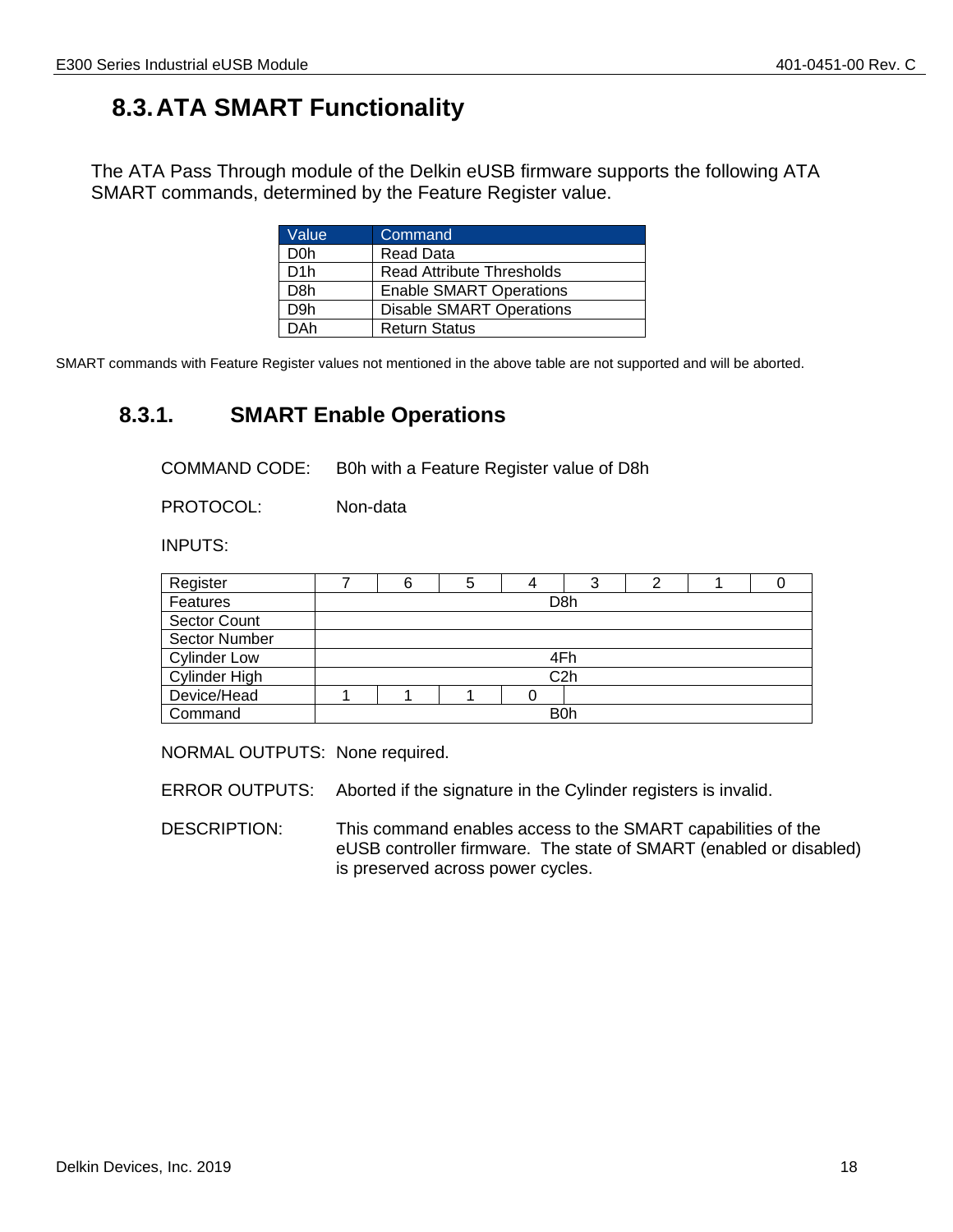## 8.3. ATA SMART Functionality

The ATA Pass Through module of the Delkin eUSB firmware supports the following ATA SMART commands, determined by the Feature Register value.

| Value | Command |
|---|---|
| D0h | Read Data |
| D1h | Read Attribute Thresholds |
| D8h | Enable SMART Operations |
| D9h | Disable SMART Operations |
| DAh | Return Status |

SMART commands with Feature Register values not mentioned in the above table are not supported and will be aborted.

### 8.3.1. SMART Enable Operations

COMMAND CODE: B0h with a Feature Register value of D8h

PROTOCOL: Non-data

INPUTS:

| Register | 7 | 6 | 5 | 4 | 3 | 2 | 1 | 0 |
|---|---|---|---|---|---|---|---|---|
| Features | D8h | | | | | | | |
| Sector Count | | | | | | | | |
| Sector Number | | | | | | | | |
| Cylinder Low | 4Fh | | | | | | | |
| Cylinder High | C2h | | | | | | | |
| Device/Head | 1 | 1 | 1 | 0 | | | | |
| Command | B0h | | | | | | | |

NORMAL OUTPUTS: None required.

ERROR OUTPUTS: Aborted if the signature in the Cylinder registers is invalid.

DESCRIPTION: This command enables access to the SMART capabilities of the eUSB controller firmware. The state of SMART (enabled or disabled) is preserved across power cycles.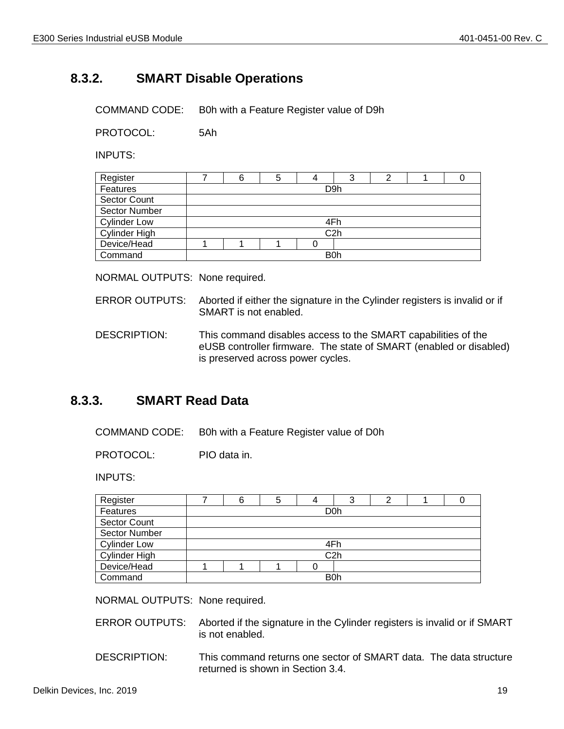### 8.3.2. SMART Disable Operations

COMMAND CODE: B0h with a Feature Register value of D9h

PROTOCOL: 5Ah

INPUTS:

| Register | 7 | 6 | 5 | 4 | 3 | 2 | 1 | 0 |
|---|---|---|---|---|---|---|---|---|
| Features | D9h | | | | | | | |
| Sector Count | | | | | | | | |
| Sector Number | | | | | | | | |
| Cylinder Low | 4Fh | | | | | | | |
| Cylinder High | C2h | | | | | | | |
| Device/Head | 1 | 1 | 1 | 0 | | | | |
| Command | B0h | | | | | | | |

NORMAL OUTPUTS: None required.

ERROR OUTPUTS: Aborted if either the signature in the Cylinder registers is invalid or if SMART is not enabled.

DESCRIPTION: This command disables access to the SMART capabilities of the eUSB controller firmware. The state of SMART (enabled or disabled) is preserved across power cycles.

### 8.3.3. SMART Read Data

COMMAND CODE: B0h with a Feature Register value of D0h

PROTOCOL: PIO data in.

INPUTS:

| Register | 7 | 6 | 5 | 4 | 3 | 2 | 1 | 0 |
|---|---|---|---|---|---|---|---|---|
| Features | D0h | | | | | | | |
| Sector Count | | | | | | | | |
| Sector Number | | | | | | | | |
| Cylinder Low | 4Fh | | | | | | | |
| Cylinder High | C2h | | | | | | | |
| Device/Head | 1 | 1 | 1 | 0 | | | | |
| Command | B0h | | | | | | | |

NORMAL OUTPUTS: None required.

ERROR OUTPUTS: Aborted if the signature in the Cylinder registers is invalid or if SMART is not enabled.

DESCRIPTION: This command returns one sector of SMART data. The data structure returned is shown in Section 3.4.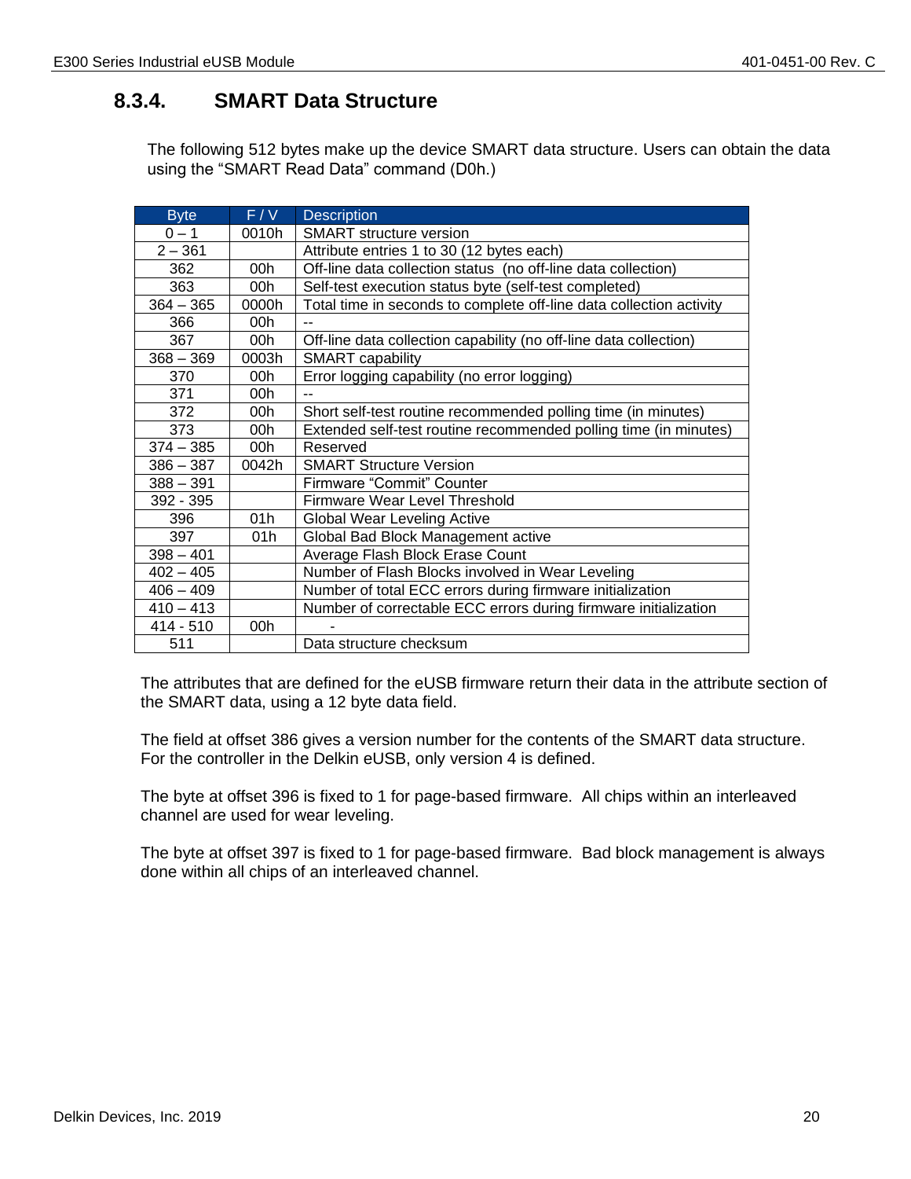### 8.3.4. SMART Data Structure

The following 512 bytes make up the device SMART data structure. Users can obtain the data using the “SMART Read Data” command (D0h.)

| Byte | F / V | Description |
| --- | --- | --- |
| 0 – 1 | 0010h | SMART structure version |
| 2 – 361 | | Attribute entries 1 to 30 (12 bytes each) |
| 362 | 00h | Off-line data collection status  (no off-line data collection) |
| 363 | 00h | Self-test execution status byte (self-test completed) |
| 364 – 365 | 0000h | Total time in seconds to complete off-line data collection activity |
| 366 | 00h | -- |
| 367 | 00h | Off-line data collection capability (no off-line data collection) |
| 368 – 369 | 0003h | SMART capability |
| 370 | 00h | Error logging capability (no error logging) |
| 371 | 00h | -- |
| 372 | 00h | Short self-test routine recommended polling time (in minutes) |
| 373 | 00h | Extended self-test routine recommended polling time (in minutes) |
| 374 – 385 | 00h | Reserved |
| 386 – 387 | 0042h | SMART Structure Version |
| 388 – 391 | | Firmware “Commit” Counter |
| 392 - 395 | | Firmware Wear Level Threshold |
| 396 | 01h | Global Wear Leveling Active |
| 397 | 01h | Global Bad Block Management active |
| 398 – 401 | | Average Flash Block Erase Count |
| 402 – 405 | | Number of Flash Blocks involved in Wear Leveling |
| 406 – 409 | | Number of total ECC errors during firmware initialization |
| 410 – 413 | | Number of correctable ECC errors during firmware initialization |
| 414 - 510 | 00h | - |
| 511 | | Data structure checksum |

The attributes that are defined for the eUSB firmware return their data in the attribute section of the SMART data, using a 12 byte data field.

The field at offset 386 gives a version number for the contents of the SMART data structure. For the controller in the Delkin eUSB, only version 4 is defined.

The byte at offset 396 is fixed to 1 for page-based firmware.  All chips within an interleaved channel are used for wear leveling.

The byte at offset 397 is fixed to 1 for page-based firmware.  Bad block management is always done within all chips of an interleaved channel.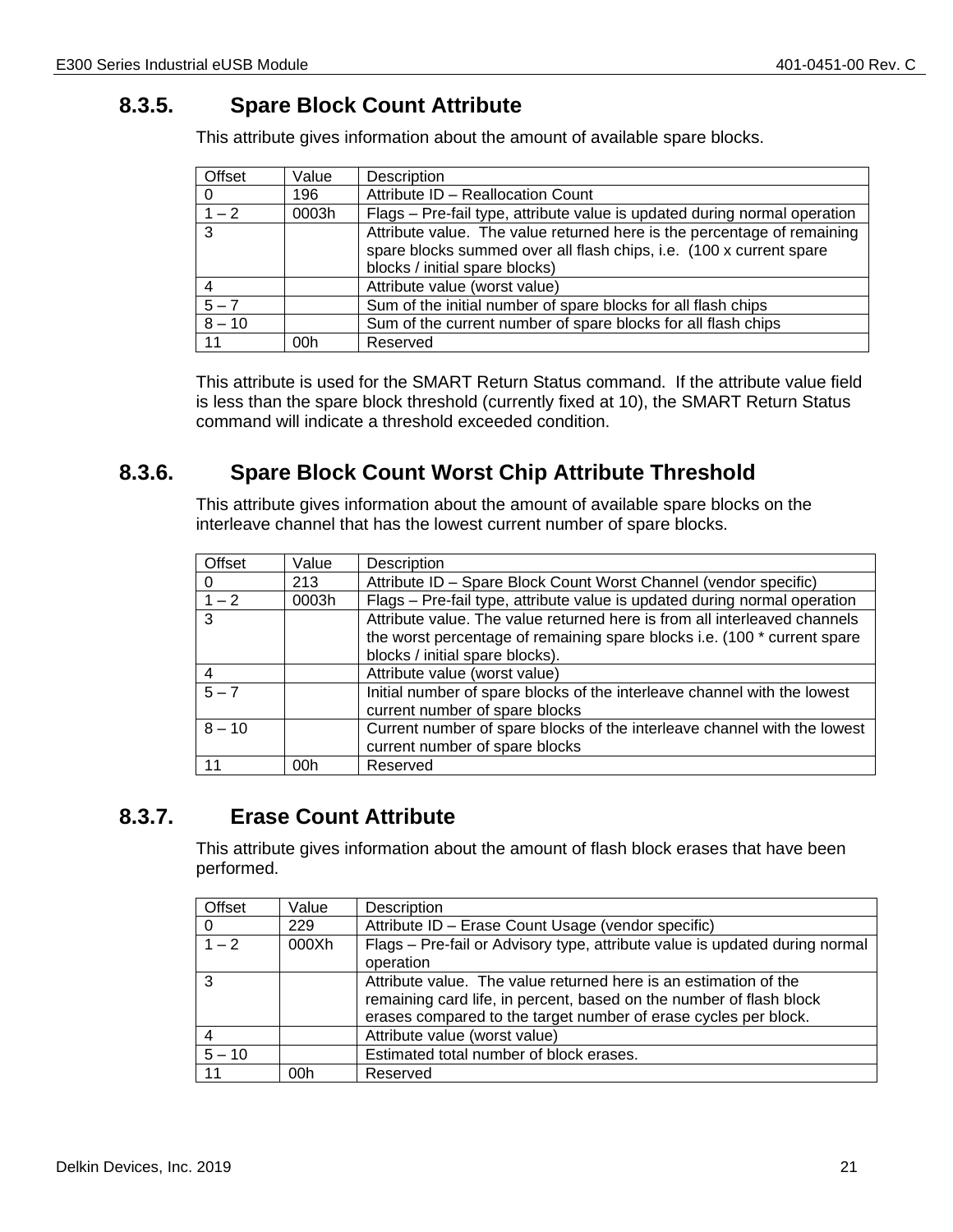### 8.3.5. Spare Block Count Attribute

This attribute gives information about the amount of available spare blocks.

| Offset | Value | Description |
|---|---|---|
| 0 | 196 | Attribute ID – Reallocation Count |
| 1 – 2 | 0003h | Flags – Pre-fail type, attribute value is updated during normal operation |
| 3 | | Attribute value. The value returned here is the percentage of remaining spare blocks summed over all flash chips, i.e. (100 x current spare blocks / initial spare blocks) |
| 4 | | Attribute value (worst value) |
| 5 – 7 | | Sum of the initial number of spare blocks for all flash chips |
| 8 – 10 | | Sum of the current number of spare blocks for all flash chips |
| 11 | 00h | Reserved |

This attribute is used for the SMART Return Status command. If the attribute value field is less than the spare block threshold (currently fixed at 10), the SMART Return Status command will indicate a threshold exceeded condition.

### 8.3.6. Spare Block Count Worst Chip Attribute Threshold

This attribute gives information about the amount of available spare blocks on the interleave channel that has the lowest current number of spare blocks.

| Offset | Value | Description |
|---|---|---|
| 0 | 213 | Attribute ID – Spare Block Count Worst Channel (vendor specific) |
| 1 – 2 | 0003h | Flags – Pre-fail type, attribute value is updated during normal operation |
| 3 | | Attribute value. The value returned here is from all interleaved channels the worst percentage of remaining spare blocks i.e. (100 * current spare blocks / initial spare blocks). |
| 4 | | Attribute value (worst value) |
| 5 – 7 | | Initial number of spare blocks of the interleave channel with the lowest current number of spare blocks |
| 8 – 10 | | Current number of spare blocks of the interleave channel with the lowest current number of spare blocks |
| 11 | 00h | Reserved |

### 8.3.7. Erase Count Attribute

This attribute gives information about the amount of flash block erases that have been performed.

| Offset | Value | Description |
|---|---|---|
| 0 | 229 | Attribute ID – Erase Count Usage (vendor specific) |
| 1 – 2 | 000Xh | Flags – Pre-fail or Advisory type, attribute value is updated during normal operation |
| 3 | | Attribute value. The value returned here is an estimation of the remaining card life, in percent, based on the number of flash block erases compared to the target number of erase cycles per block. |
| 4 | | Attribute value (worst value) |
| 5 – 10 | | Estimated total number of block erases. |
| 11 | 00h | Reserved |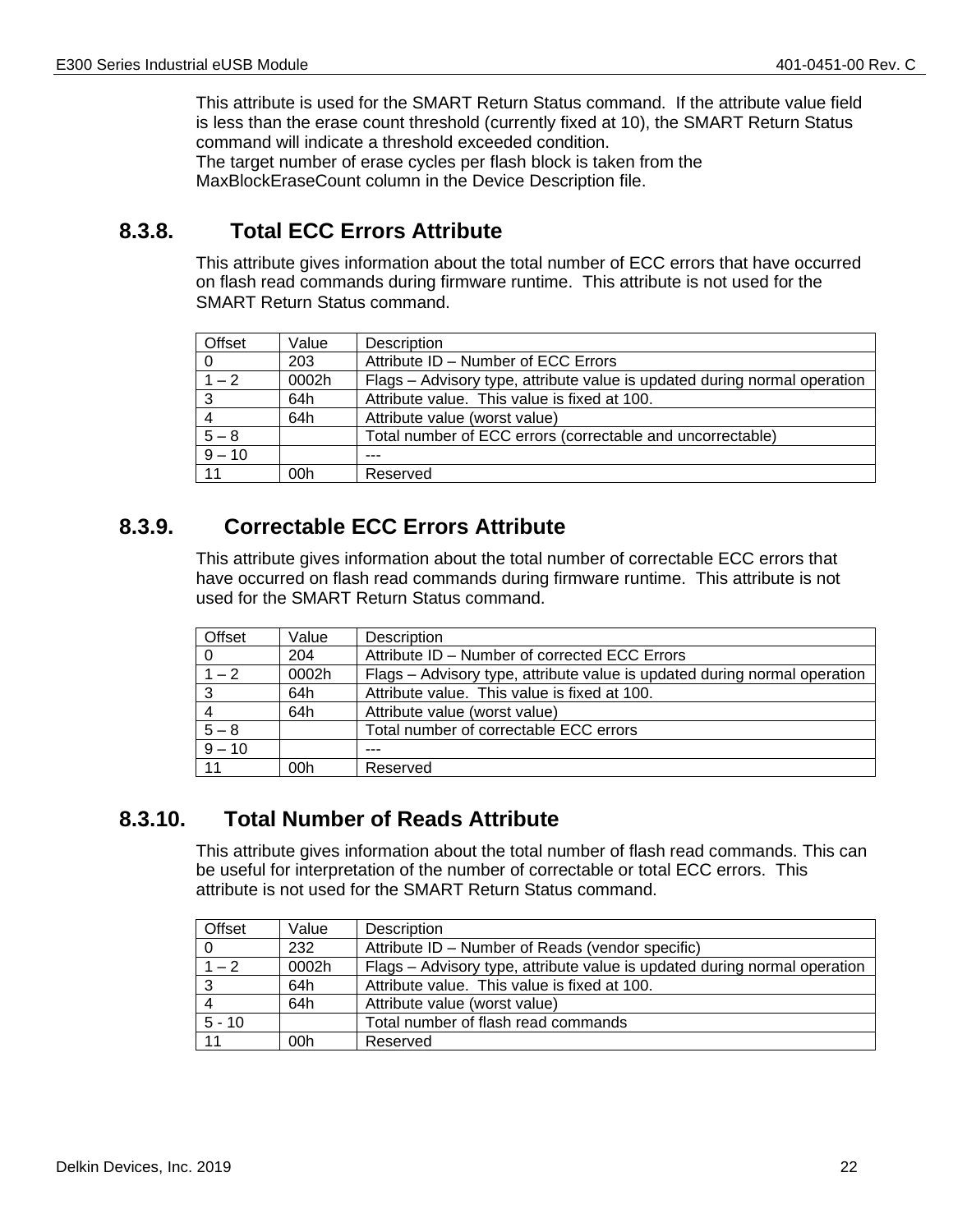This attribute is used for the SMART Return Status command.  If the attribute value field is less than the erase count threshold (currently fixed at 10), the SMART Return Status command will indicate a threshold exceeded condition.
The target number of erase cycles per flash block is taken from the MaxBlockEraseCount column in the Device Description file.

### 8.3.8. Total ECC Errors Attribute

This attribute gives information about the total number of ECC errors that have occurred on flash read commands during firmware runtime.  This attribute is not used for the SMART Return Status command.

| Offset | Value | Description |
|---|---|---|
| 0 | 203 | Attribute ID – Number of ECC Errors |
| 1 – 2 | 0002h | Flags – Advisory type, attribute value is updated during normal operation |
| 3 | 64h | Attribute value.  This value is fixed at 100. |
| 4 | 64h | Attribute value (worst value) |
| 5 – 8 | | Total number of ECC errors (correctable and uncorrectable) |
| 9 – 10 | | --- |
| 11 | 00h | Reserved |

### 8.3.9. Correctable ECC Errors Attribute

This attribute gives information about the total number of correctable ECC errors that have occurred on flash read commands during firmware runtime.  This attribute is not used for the SMART Return Status command.

| Offset | Value | Description |
|---|---|---|
| 0 | 204 | Attribute ID – Number of corrected ECC Errors |
| 1 – 2 | 0002h | Flags – Advisory type, attribute value is updated during normal operation |
| 3 | 64h | Attribute value.  This value is fixed at 100. |
| 4 | 64h | Attribute value (worst value) |
| 5 – 8 | | Total number of correctable ECC errors |
| 9 – 10 | | --- |
| 11 | 00h | Reserved |

### 8.3.10. Total Number of Reads Attribute

This attribute gives information about the total number of flash read commands. This can be useful for interpretation of the number of correctable or total ECC errors.  This attribute is not used for the SMART Return Status command.

| Offset | Value | Description |
|---|---|---|
| 0 | 232 | Attribute ID – Number of Reads (vendor specific) |
| 1 – 2 | 0002h | Flags – Advisory type, attribute value is updated during normal operation |
| 3 | 64h | Attribute value.  This value is fixed at 100. |
| 4 | 64h | Attribute value (worst value) |
| 5 - 10 | | Total number of flash read commands |
| 11 | 00h | Reserved |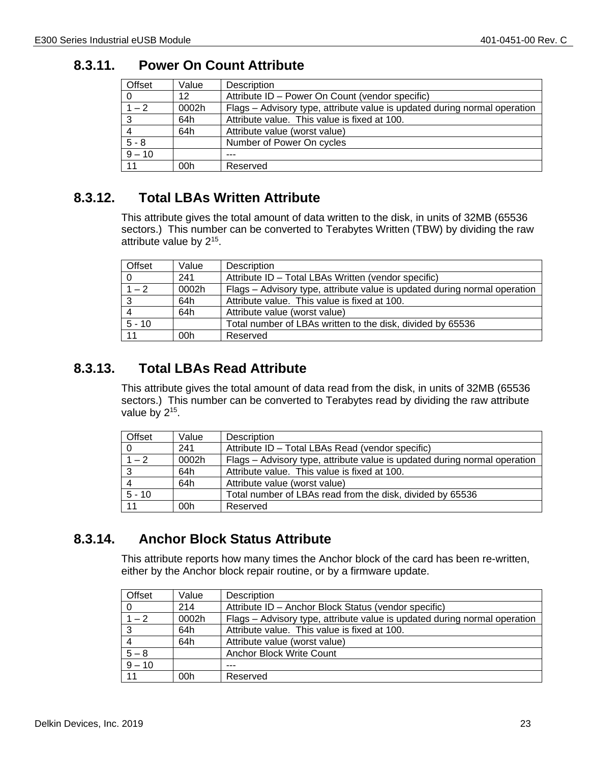### 8.3.11. Power On Count Attribute

| Offset | Value | Description |
|---|---|---|
| 0 | 12 | Attribute ID – Power On Count (vendor specific) |
| 1 – 2 | 0002h | Flags – Advisory type, attribute value is updated during normal operation |
| 3 | 64h | Attribute value. This value is fixed at 100. |
| 4 | 64h | Attribute value (worst value) |
| 5 - 8 | | Number of Power On cycles |
| 9 – 10 | | --- |
| 11 | 00h | Reserved |

### 8.3.12. Total LBAs Written Attribute

This attribute gives the total amount of data written to the disk, in units of 32MB (65536 sectors.) This number can be converted to Terabytes Written (TBW) by dividing the raw attribute value by $2^{15}$.

| Offset | Value | Description |
|---|---|---|
| 0 | 241 | Attribute ID – Total LBAs Written (vendor specific) |
| 1 – 2 | 0002h | Flags – Advisory type, attribute value is updated during normal operation |
| 3 | 64h | Attribute value. This value is fixed at 100. |
| 4 | 64h | Attribute value (worst value) |
| 5 - 10 | | Total number of LBAs written to the disk, divided by 65536 |
| 11 | 00h | Reserved |

### 8.3.13. Total LBAs Read Attribute

This attribute gives the total amount of data read from the disk, in units of 32MB (65536 sectors.) This number can be converted to Terabytes read by dividing the raw attribute value by $2^{15}$.

| Offset | Value | Description |
|---|---|---|
| 0 | 241 | Attribute ID – Total LBAs Read (vendor specific) |
| 1 – 2 | 0002h | Flags – Advisory type, attribute value is updated during normal operation |
| 3 | 64h | Attribute value. This value is fixed at 100. |
| 4 | 64h | Attribute value (worst value) |
| 5 - 10 | | Total number of LBAs read from the disk, divided by 65536 |
| 11 | 00h | Reserved |

### 8.3.14. Anchor Block Status Attribute

This attribute reports how many times the Anchor block of the card has been re-written, either by the Anchor block repair routine, or by a firmware update.

| Offset | Value | Description |
|---|---|---|
| 0 | 214 | Attribute ID – Anchor Block Status (vendor specific) |
| 1 – 2 | 0002h | Flags – Advisory type, attribute value is updated during normal operation |
| 3 | 64h | Attribute value. This value is fixed at 100. |
| 4 | 64h | Attribute value (worst value) |
| 5 – 8 | | Anchor Block Write Count |
| 9 – 10 | | --- |
| 11 | 00h | Reserved |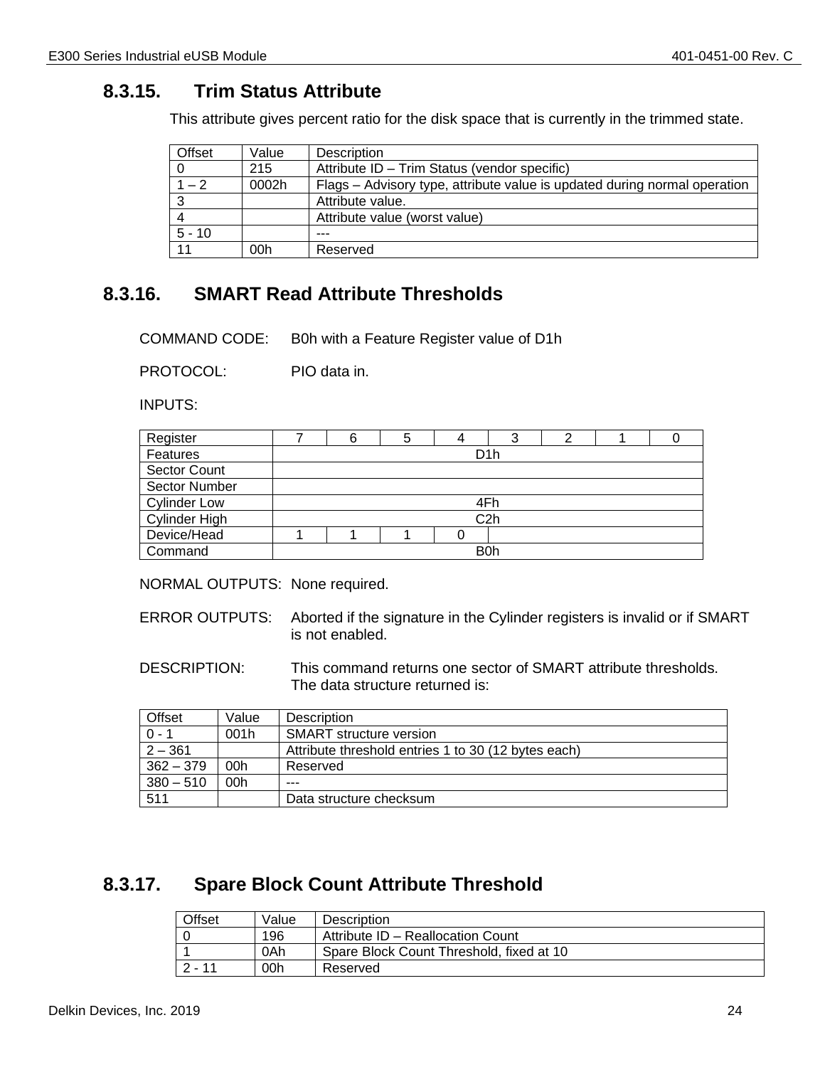### 8.3.15. Trim Status Attribute

This attribute gives percent ratio for the disk space that is currently in the trimmed state.

| Offset | Value | Description |
|---|---|---|
| 0 | 215 | Attribute ID – Trim Status (vendor specific) |
| 1 – 2 | 0002h | Flags – Advisory type, attribute value is updated during normal operation |
| 3 | | Attribute value. |
| 4 | | Attribute value (worst value) |
| 5 - 10 | | --- |
| 11 | 00h | Reserved |

### 8.3.16. SMART Read Attribute Thresholds

COMMAND CODE: B0h with a Feature Register value of D1h

PROTOCOL: PIO data in.

INPUTS:

| Register | 7 | 6 | 5 | 4 | 3 | 2 | 1 | 0 |
|---|---|---|---|---|---|---|---|---|
| Features | D1h | | | | | | | |
| Sector Count | | | | | | | | |
| Sector Number | | | | | | | | |
| Cylinder Low | 4Fh | | | | | | | |
| Cylinder High | C2h | | | | | | | |
| Device/Head | 1 | 1 | 1 | 0 | | | | |
| Command | B0h | | | | | | | |

NORMAL OUTPUTS: None required.

ERROR OUTPUTS: Aborted if the signature in the Cylinder registers is invalid or if SMART is not enabled.

DESCRIPTION: This command returns one sector of SMART attribute thresholds. The data structure returned is:

| Offset | Value | Description |
|---|---|---|
| 0 - 1 | 001h | SMART structure version |
| 2 – 361 | | Attribute threshold entries 1 to 30 (12 bytes each) |
| 362 – 379 | 00h | Reserved |
| 380 – 510 | 00h | --- |
| 511 | | Data structure checksum |

### 8.3.17. Spare Block Count Attribute Threshold

| Offset | Value | Description |
|---|---|---|
| 0 | 196 | Attribute ID – Reallocation Count |
| 1 | 0Ah | Spare Block Count Threshold, fixed at 10 |
| 2 - 11 | 00h | Reserved |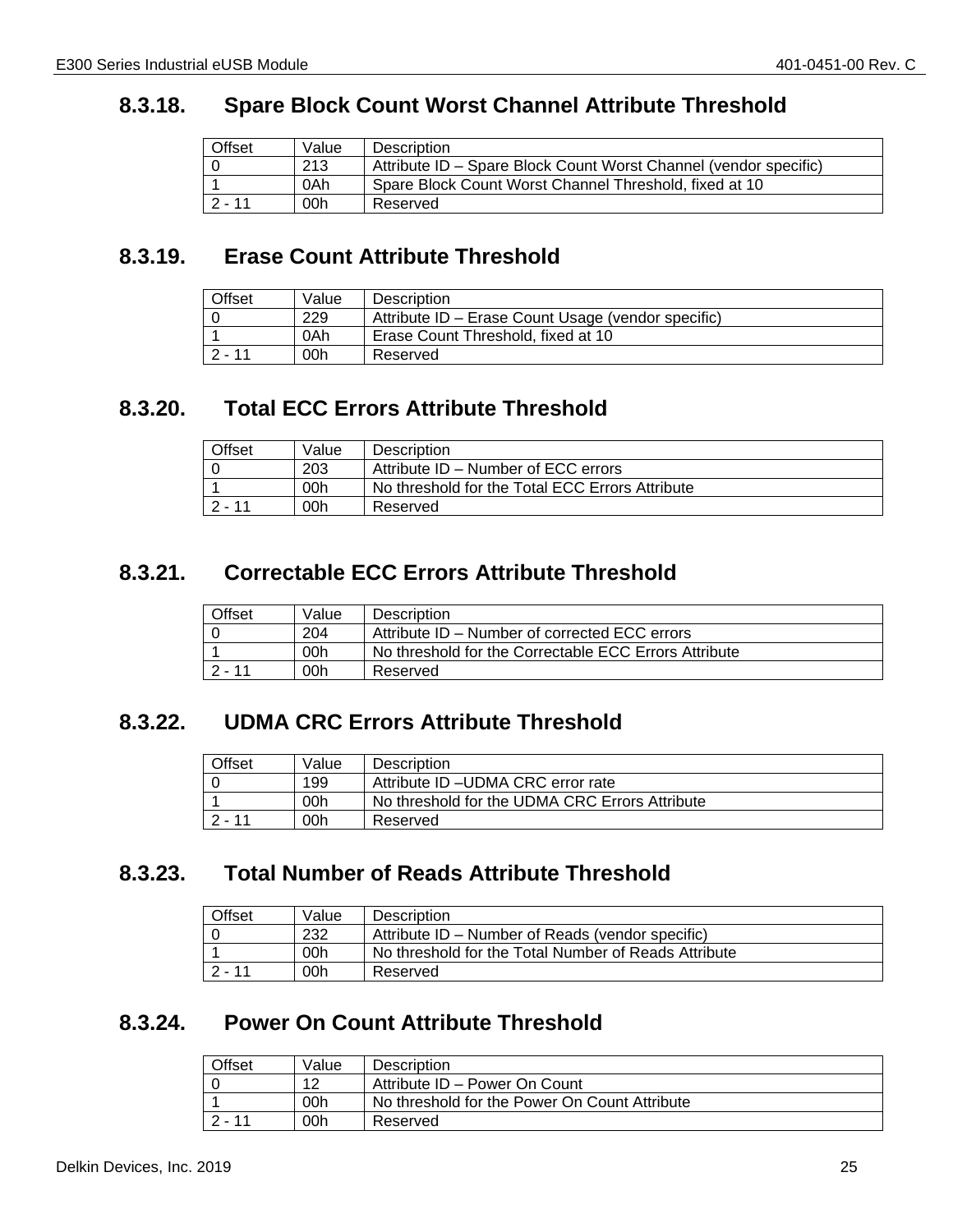### 8.3.18. Spare Block Count Worst Channel Attribute Threshold

| Offset | Value | Description |
|---|---|---|
| 0 | 213 | Attribute ID – Spare Block Count Worst Channel (vendor specific) |
| 1 | 0Ah | Spare Block Count Worst Channel Threshold, fixed at 10 |
| 2 - 11 | 00h | Reserved |

### 8.3.19. Erase Count Attribute Threshold

| Offset | Value | Description |
|---|---|---|
| 0 | 229 | Attribute ID – Erase Count Usage (vendor specific) |
| 1 | 0Ah | Erase Count Threshold, fixed at 10 |
| 2 - 11 | 00h | Reserved |

### 8.3.20. Total ECC Errors Attribute Threshold

| Offset | Value | Description |
|---|---|---|
| 0 | 203 | Attribute ID – Number of ECC errors |
| 1 | 00h | No threshold for the Total ECC Errors Attribute |
| 2 - 11 | 00h | Reserved |

### 8.3.21. Correctable ECC Errors Attribute Threshold

| Offset | Value | Description |
|---|---|---|
| 0 | 204 | Attribute ID – Number of corrected ECC errors |
| 1 | 00h | No threshold for the Correctable ECC Errors Attribute |
| 2 - 11 | 00h | Reserved |

### 8.3.22. UDMA CRC Errors Attribute Threshold

| Offset | Value | Description |
|---|---|---|
| 0 | 199 | Attribute ID –UDMA CRC error rate |
| 1 | 00h | No threshold for the UDMA CRC Errors Attribute |
| 2 - 11 | 00h | Reserved |

### 8.3.23. Total Number of Reads Attribute Threshold

| Offset | Value | Description |
|---|---|---|
| 0 | 232 | Attribute ID – Number of Reads (vendor specific) |
| 1 | 00h | No threshold for the Total Number of Reads Attribute |
| 2 - 11 | 00h | Reserved |

### 8.3.24. Power On Count Attribute Threshold

| Offset | Value | Description |
|---|---|---|
| 0 | 12 | Attribute ID – Power On Count |
| 1 | 00h | No threshold for the Power On Count Attribute |
| 2 - 11 | 00h | Reserved |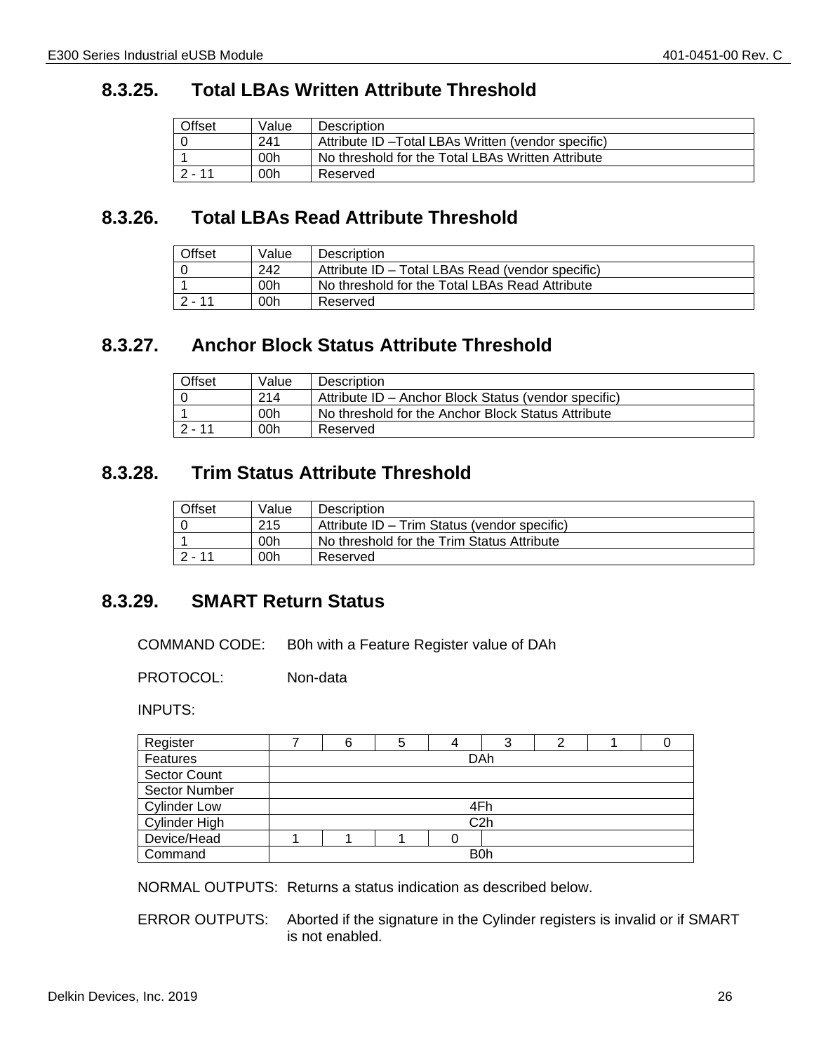### 8.3.25. Total LBAs Written Attribute Threshold

| Offset | Value | Description |
|---|---|---|
| 0 | 241 | Attribute ID –Total LBAs Written (vendor specific) |
| 1 | 00h | No threshold for the Total LBAs Written Attribute |
| 2 - 11 | 00h | Reserved |

### 8.3.26. Total LBAs Read Attribute Threshold

| Offset | Value | Description |
|---|---|---|
| 0 | 242 | Attribute ID – Total LBAs Read (vendor specific) |
| 1 | 00h | No threshold for the Total LBAs Read Attribute |
| 2 - 11 | 00h | Reserved |

### 8.3.27. Anchor Block Status Attribute Threshold

| Offset | Value | Description |
|---|---|---|
| 0 | 214 | Attribute ID – Anchor Block Status (vendor specific) |
| 1 | 00h | No threshold for the Anchor Block Status Attribute |
| 2 - 11 | 00h | Reserved |

### 8.3.28. Trim Status Attribute Threshold

| Offset | Value | Description |
|---|---|---|
| 0 | 215 | Attribute ID – Trim Status (vendor specific) |
| 1 | 00h | No threshold for the Trim Status Attribute |
| 2 - 11 | 00h | Reserved |

### 8.3.29. SMART Return Status

COMMAND CODE: B0h with a Feature Register value of DAh

PROTOCOL: Non-data

INPUTS:

| Register | 7 | 6 | 5 | 4 | 3 | 2 | 1 | 0 |
|---|---|---|---|---|---|---|---|---|
| Features | DAh | | | | | | | |
| Sector Count | | | | | | | | |
| Sector Number | | | | | | | | |
| Cylinder Low | 4Fh | | | | | | | |
| Cylinder High | C2h | | | | | | | |
| Device/Head | 1 | 1 | 1 | 0 | | | | |
| Command | B0h | | | | | | | |

NORMAL OUTPUTS: Returns a status indication as described below.

ERROR OUTPUTS: Aborted if the signature in the Cylinder registers is invalid or if SMART is not enabled.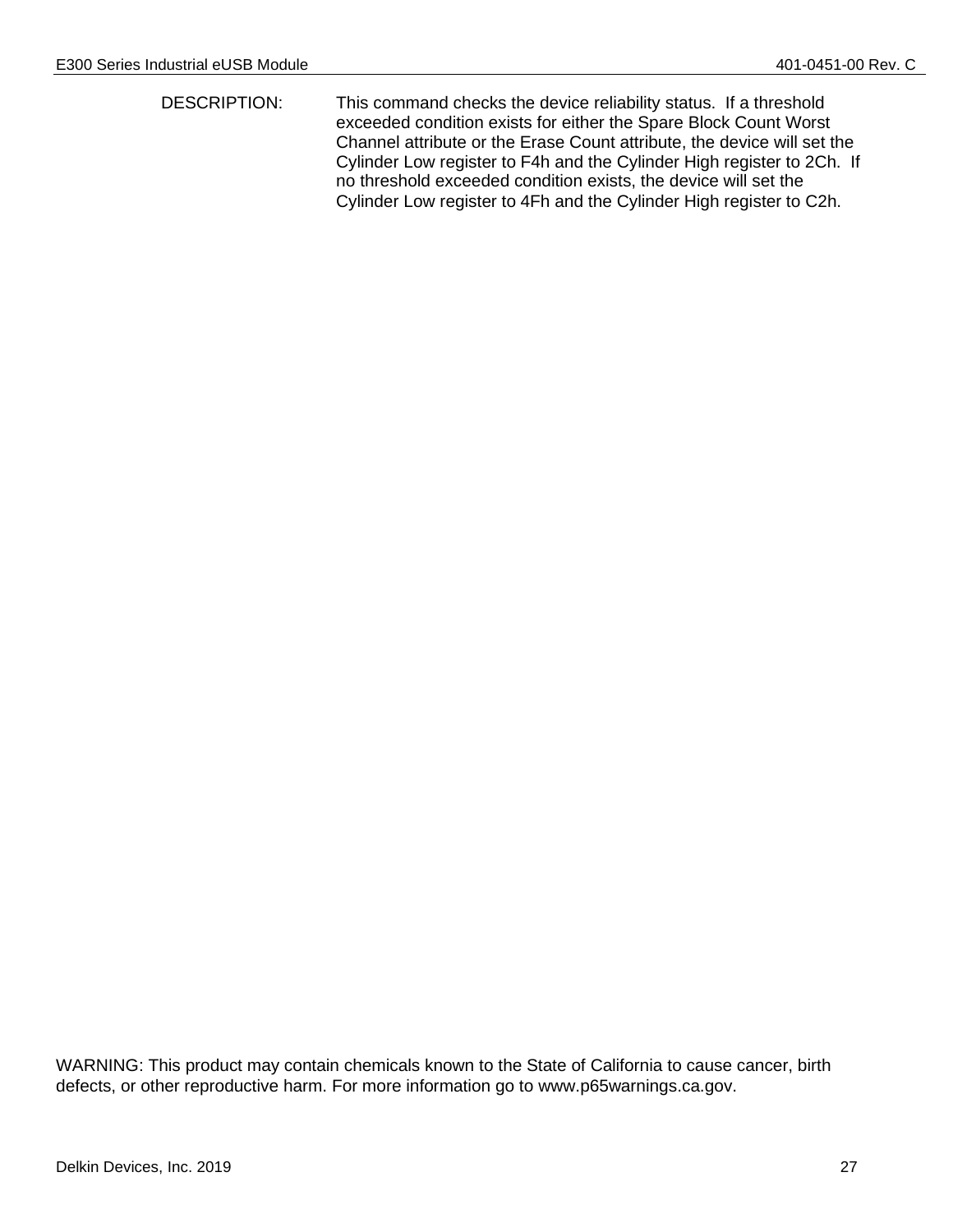DESCRIPTION: This command checks the device reliability status. If a threshold exceeded condition exists for either the Spare Block Count Worst Channel attribute or the Erase Count attribute, the device will set the Cylinder Low register to F4h and the Cylinder High register to 2Ch. If no threshold exceeded condition exists, the device will set the Cylinder Low register to 4Fh and the Cylinder High register to C2h.

WARNING: This product may contain chemicals known to the State of California to cause cancer, birth defects, or other reproductive harm. For more information go to www.p65warnings.ca.gov.